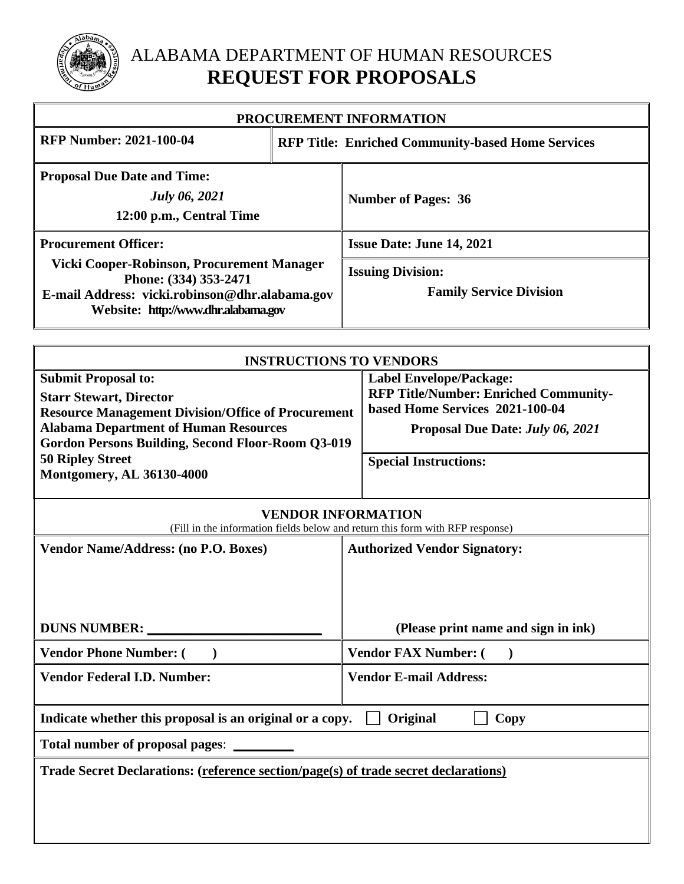# ALABAMA DEPARTMENT OF HUMAN RESOURCES
# REQUEST FOR PROPOSALS

| PROCUREMENT INFORMATION | |
|---|---|
| **RFP Number: 2021-100-04** | **RFP Title: Enriched Community-based Home Services** |
| **Proposal Due Date and Time:** *July 06, 2021* **12:00 p.m., Central Time** | **Number of Pages: 36** |
| **Procurement Officer:** **Vicki Cooper-Robinson, Procurement Manager** **Phone: (334) 353-2471** **E-mail Address: vicki.robinson@dhr.alabama.gov** **Website: http://www.dhr.alabama.gov** | **Issue Date: June 14, 2021** <br> **Issuing Division:** **Family Service Division** |

| INSTRUCTIONS TO VENDORS | |
|---|---|
| **Submit Proposal to:** **Starr Stewart, Director** **Resource Management Division/Office of Procurement** **Alabama Department of Human Resources** **Gordon Persons Building, Second Floor-Room Q3-019** **50 Ripley Street** **Montgomery, AL 36130-4000** | **Label Envelope/Package:** **RFP Title/Number: Enriched Community-based Home Services 2021-100-04** **Proposal Due Date:** ***July 06, 2021*** <br> **Special Instructions:** |

| VENDOR INFORMATION (Fill in the information fields below and return this form with RFP response) | |
|---|---|
| **Vendor Name/Address: (no P.O. Boxes)** <br> **DUNS NUMBER:** ______________________ | **Authorized Vendor Signatory:** <br> **(Please print name and sign in ink)** |
| **Vendor Phone Number: (   )** | **Vendor FAX Number: (   )** |
| **Vendor Federal I.D. Number:** | **Vendor E-mail Address:** |
| **Indicate whether this proposal is an original or a copy.** ☐ **Original** ☐ **Copy** | |
| **Total number of proposal pages**: ________ | |
| **Trade Secret Declarations: (reference section/page(s) of trade secret declarations)** | |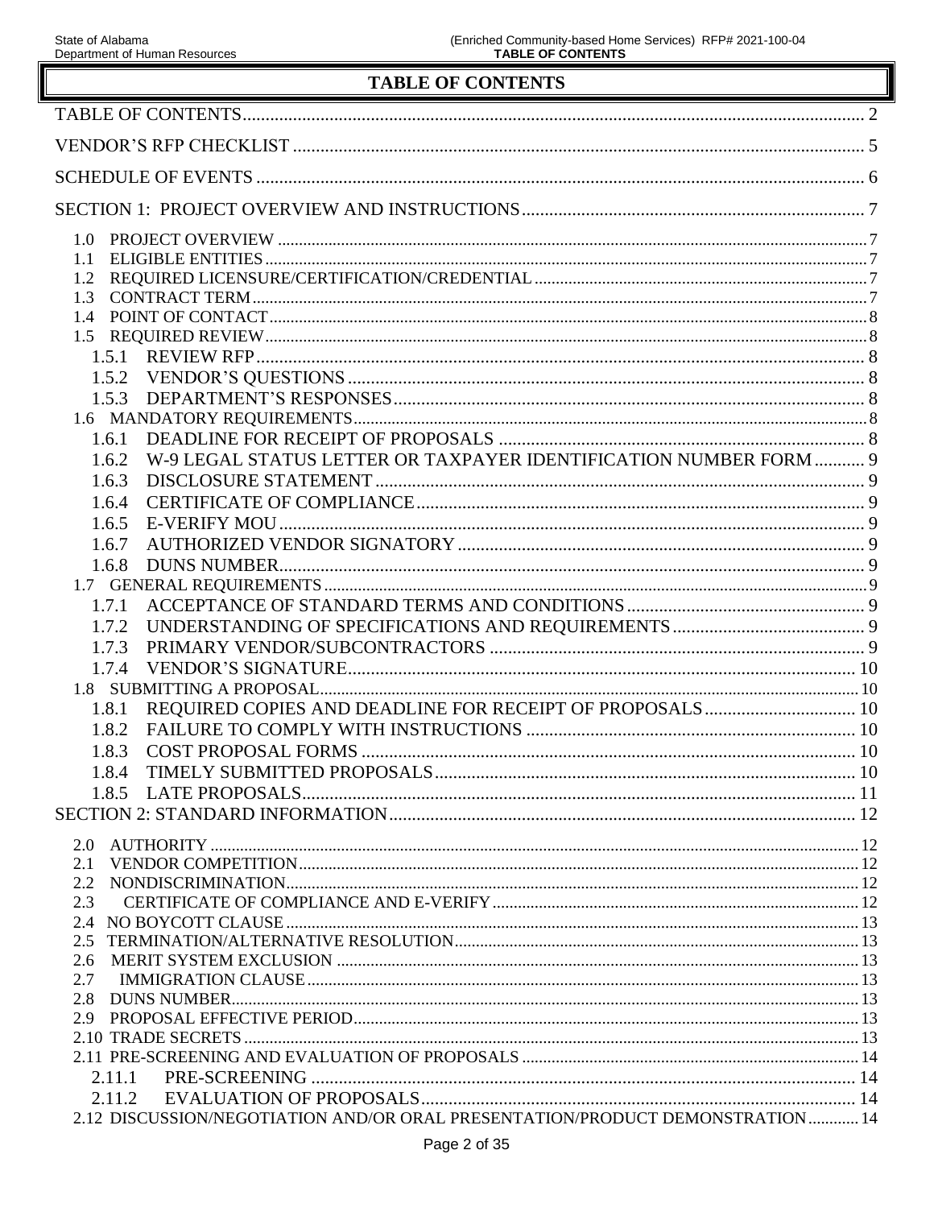# TABLE OF CONTENTS

TABLE OF CONTENTS ........ 2

VENDOR'S RFP CHECKLIST ........ 5

SCHEDULE OF EVENTS ........ 6

SECTION 1: PROJECT OVERVIEW AND INSTRUCTIONS ........ 7

- 1.0 PROJECT OVERVIEW ........ 7
- 1.1 ELIGIBLE ENTITIES ........ 7
- 1.2 REQUIRED LICENSURE/CERTIFICATION/CREDENTIAL ........ 7
- 1.3 CONTRACT TERM ........ 7
- 1.4 POINT OF CONTACT ........ 8
- 1.5 REQUIRED REVIEW ........ 8
  - 1.5.1 REVIEW RFP ........ 8
  - 1.5.2 VENDOR'S QUESTIONS ........ 8
  - 1.5.3 DEPARTMENT'S RESPONSES ........ 8
- 1.6 MANDATORY REQUIREMENTS ........ 8
  - 1.6.1 DEADLINE FOR RECEIPT OF PROPOSALS ........ 8
  - 1.6.2 W-9 LEGAL STATUS LETTER OR TAXPAYER IDENTIFICATION NUMBER FORM ........ 9
  - 1.6.3 DISCLOSURE STATEMENT ........ 9
  - 1.6.4 CERTIFICATE OF COMPLIANCE ........ 9
  - 1.6.5 E-VERIFY MOU ........ 9
  - 1.6.7 AUTHORIZED VENDOR SIGNATORY ........ 9
  - 1.6.8 DUNS NUMBER ........ 9
- 1.7 GENERAL REQUIREMENTS ........ 9
  - 1.7.1 ACCEPTANCE OF STANDARD TERMS AND CONDITIONS ........ 9
  - 1.7.2 UNDERSTANDING OF SPECIFICATIONS AND REQUIREMENTS ........ 9
  - 1.7.3 PRIMARY VENDOR/SUBCONTRACTORS ........ 9
  - 1.7.4 VENDOR'S SIGNATURE ........ 10
- 1.8 SUBMITTING A PROPOSAL ........ 10
  - 1.8.1 REQUIRED COPIES AND DEADLINE FOR RECEIPT OF PROPOSALS ........ 10
  - 1.8.2 FAILURE TO COMPLY WITH INSTRUCTIONS ........ 10
  - 1.8.3 COST PROPOSAL FORMS ........ 10
  - 1.8.4 TIMELY SUBMITTED PROPOSALS ........ 10
  - 1.8.5 LATE PROPOSALS ........ 11

SECTION 2: STANDARD INFORMATION ........ 12

- 2.0 AUTHORITY ........ 12
- 2.1 VENDOR COMPETITION ........ 12
- 2.2 NONDISCRIMINATION ........ 12
- 2.3 CERTIFICATE OF COMPLIANCE AND E-VERIFY ........ 12
- 2.4 NO BOYCOTT CLAUSE ........ 13
- 2.5 TERMINATION/ALTERNATIVE RESOLUTION ........ 13
- 2.6 MERIT SYSTEM EXCLUSION ........ 13
- 2.7 IMMIGRATION CLAUSE ........ 13
- 2.8 DUNS NUMBER ........ 13
- 2.9 PROPOSAL EFFECTIVE PERIOD ........ 13
- 2.10 TRADE SECRETS ........ 13
- 2.11 PRE-SCREENING AND EVALUATION OF PROPOSALS ........ 14
  - 2.11.1 PRE-SCREENING ........ 14
  - 2.11.2 EVALUATION OF PROPOSALS ........ 14
- 2.12 DISCUSSION/NEGOTIATION AND/OR ORAL PRESENTATION/PRODUCT DEMONSTRATION ........ 14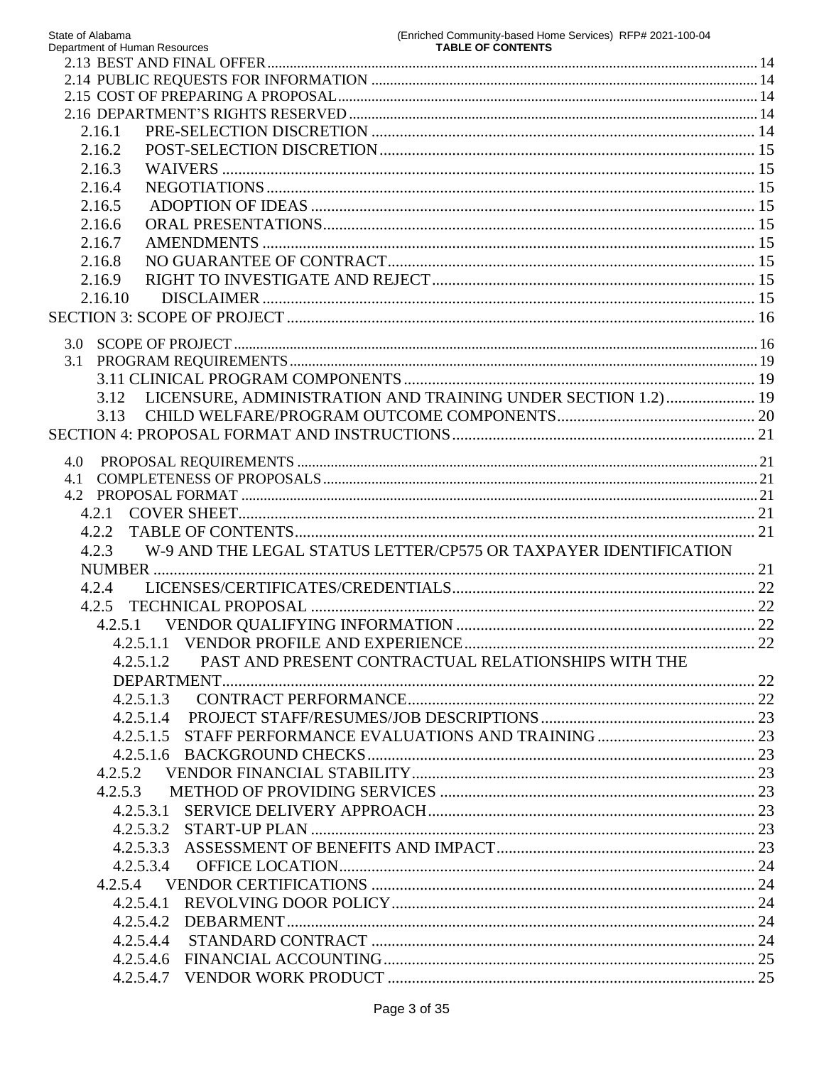2.13 BEST AND FINAL OFFER ..... 14
2.14 PUBLIC REQUESTS FOR INFORMATION ..... 14
2.15 COST OF PREPARING A PROPOSAL ..... 14
2.16 DEPARTMENT'S RIGHTS RESERVED ..... 14
2.16.1 PRE-SELECTION DISCRETION ..... 14
2.16.2 POST-SELECTION DISCRETION ..... 15
2.16.3 WAIVERS ..... 15
2.16.4 NEGOTIATIONS ..... 15
2.16.5 ADOPTION OF IDEAS ..... 15
2.16.6 ORAL PRESENTATIONS ..... 15
2.16.7 AMENDMENTS ..... 15
2.16.8 NO GUARANTEE OF CONTRACT ..... 15
2.16.9 RIGHT TO INVESTIGATE AND REJECT ..... 15
2.16.10 DISCLAIMER ..... 15
SECTION 3: SCOPE OF PROJECT ..... 16

3.0 SCOPE OF PROJECT ..... 16
3.1 PROGRAM REQUIREMENTS ..... 19
3.11 CLINICAL PROGRAM COMPONENTS ..... 19
3.12 LICENSURE, ADMINISTRATION AND TRAINING UNDER SECTION 1.2) ..... 19
3.13 CHILD WELFARE/PROGRAM OUTCOME COMPONENTS ..... 20
SECTION 4: PROPOSAL FORMAT AND INSTRUCTIONS ..... 21

4.0 PROPOSAL REQUIREMENTS ..... 21
4.1 COMPLETENESS OF PROPOSALS ..... 21
4.2 PROPOSAL FORMAT ..... 21
4.2.1 COVER SHEET ..... 21
4.2.2 TABLE OF CONTENTS ..... 21
4.2.3 W-9 AND THE LEGAL STATUS LETTER/CP575 OR TAXPAYER IDENTIFICATION NUMBER ..... 21
4.2.4 LICENSES/CERTIFICATES/CREDENTIALS ..... 22
4.2.5 TECHNICAL PROPOSAL ..... 22
4.2.5.1 VENDOR QUALIFYING INFORMATION ..... 22
4.2.5.1.1 VENDOR PROFILE AND EXPERIENCE ..... 22
4.2.5.1.2 PAST AND PRESENT CONTRACTUAL RELATIONSHIPS WITH THE DEPARTMENT ..... 22
4.2.5.1.3 CONTRACT PERFORMANCE ..... 22
4.2.5.1.4 PROJECT STAFF/RESUMES/JOB DESCRIPTIONS ..... 23
4.2.5.1.5 STAFF PERFORMANCE EVALUATIONS AND TRAINING ..... 23
4.2.5.1.6 BACKGROUND CHECKS ..... 23
4.2.5.2 VENDOR FINANCIAL STABILITY ..... 23
4.2.5.3 METHOD OF PROVIDING SERVICES ..... 23
4.2.5.3.1 SERVICE DELIVERY APPROACH ..... 23
4.2.5.3.2 START-UP PLAN ..... 23
4.2.5.3.3 ASSESSMENT OF BENEFITS AND IMPACT ..... 23
4.2.5.3.4 OFFICE LOCATION ..... 24
4.2.5.4 VENDOR CERTIFICATIONS ..... 24
4.2.5.4.1 REVOLVING DOOR POLICY ..... 24
4.2.5.4.2 DEBARMENT ..... 24
4.2.5.4.4 STANDARD CONTRACT ..... 24
4.2.5.4.6 FINANCIAL ACCOUNTING ..... 25
4.2.5.4.7 VENDOR WORK PRODUCT ..... 25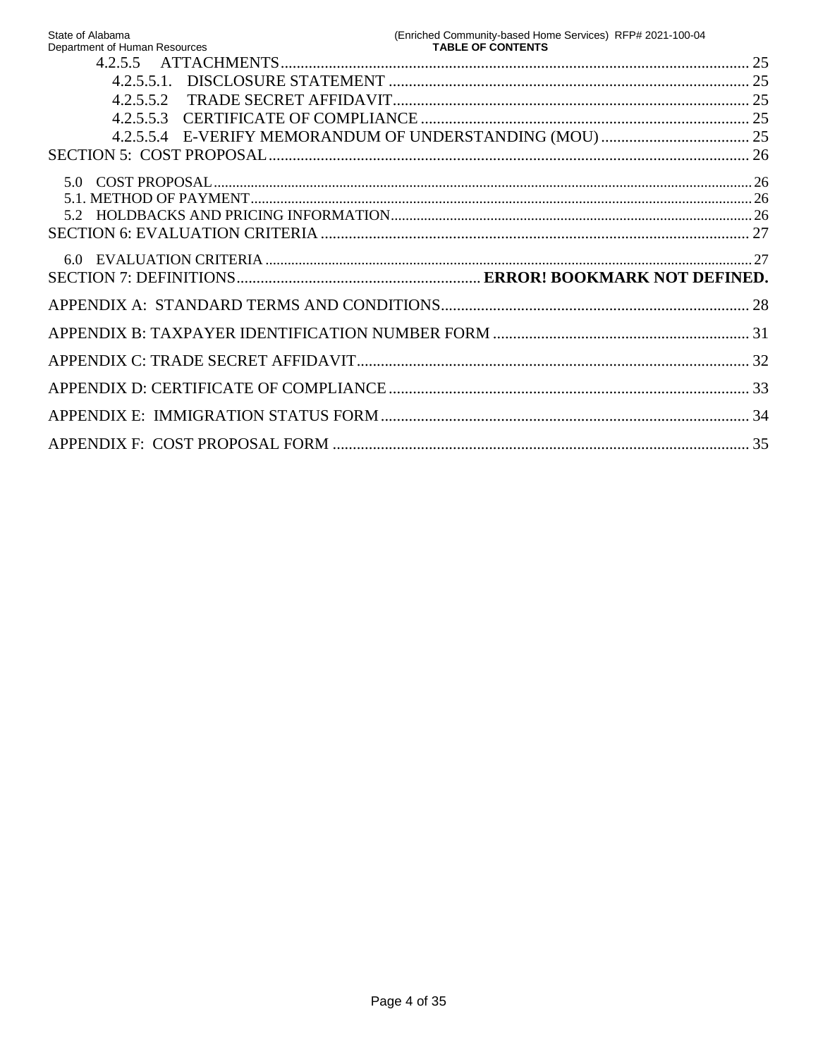4.2.5.5 ATTACHMENTS .... 25

4.2.5.5.1. DISCLOSURE STATEMENT .... 25

4.2.5.5.2 TRADE SECRET AFFIDAVIT .... 25

4.2.5.5.3 CERTIFICATE OF COMPLIANCE .... 25

4.2.5.5.4 E-VERIFY MEMORANDUM OF UNDERSTANDING (MOU) .... 25

SECTION 5: COST PROPOSAL .... 26

5.0 COST PROPOSAL .... 26

5.1. METHOD OF PAYMENT .... 26

5.2 HOLDBACKS AND PRICING INFORMATION .... 26

SECTION 6: EVALUATION CRITERIA .... 27

6.0 EVALUATION CRITERIA .... 27

SECTION 7: DEFINITIONS .... **ERROR! BOOKMARK NOT DEFINED.**

APPENDIX A: STANDARD TERMS AND CONDITIONS .... 28

APPENDIX B: TAXPAYER IDENTIFICATION NUMBER FORM .... 31

APPENDIX C: TRADE SECRET AFFIDAVIT .... 32

APPENDIX D: CERTIFICATE OF COMPLIANCE .... 33

APPENDIX E: IMMIGRATION STATUS FORM .... 34

APPENDIX F: COST PROPOSAL FORM .... 35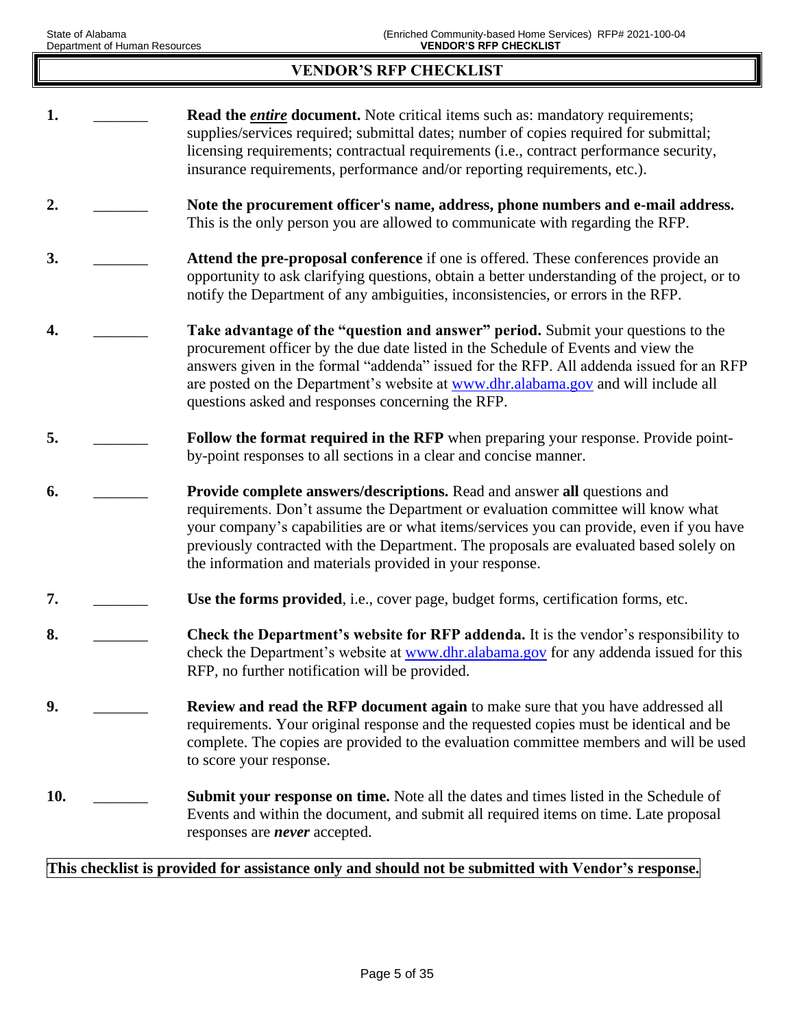# VENDOR'S RFP CHECKLIST

1. _______ **Read the *entire* document.** Note critical items such as: mandatory requirements; supplies/services required; submittal dates; number of copies required for submittal; licensing requirements; contractual requirements (i.e., contract performance security, insurance requirements, performance and/or reporting requirements, etc.).

2. _______ **Note the procurement officer's name, address, phone numbers and e-mail address.** This is the only person you are allowed to communicate with regarding the RFP.

3. _______ **Attend the pre-proposal conference** if one is offered. These conferences provide an opportunity to ask clarifying questions, obtain a better understanding of the project, or to notify the Department of any ambiguities, inconsistencies, or errors in the RFP.

4. _______ **Take advantage of the "question and answer" period.** Submit your questions to the procurement officer by the due date listed in the Schedule of Events and view the answers given in the formal "addenda" issued for the RFP. All addenda issued for an RFP are posted on the Department's website at www.dhr.alabama.gov and will include all questions asked and responses concerning the RFP.

5. _______ **Follow the format required in the RFP** when preparing your response. Provide point-by-point responses to all sections in a clear and concise manner.

6. _______ **Provide complete answers/descriptions.** Read and answer **all** questions and requirements. Don't assume the Department or evaluation committee will know what your company's capabilities are or what items/services you can provide, even if you have previously contracted with the Department. The proposals are evaluated based solely on the information and materials provided in your response.

7. _______ **Use the forms provided**, i.e., cover page, budget forms, certification forms, etc.

8. _______ **Check the Department's website for RFP addenda.** It is the vendor's responsibility to check the Department's website at www.dhr.alabama.gov for any addenda issued for this RFP, no further notification will be provided.

9. _______ **Review and read the RFP document again** to make sure that you have addressed all requirements. Your original response and the requested copies must be identical and be complete. The copies are provided to the evaluation committee members and will be used to score your response.

10. _______ **Submit your response on time.** Note all the dates and times listed in the Schedule of Events and within the document, and submit all required items on time. Late proposal responses are ***never*** accepted.

**This checklist is provided for assistance only and should not be submitted with Vendor's response.**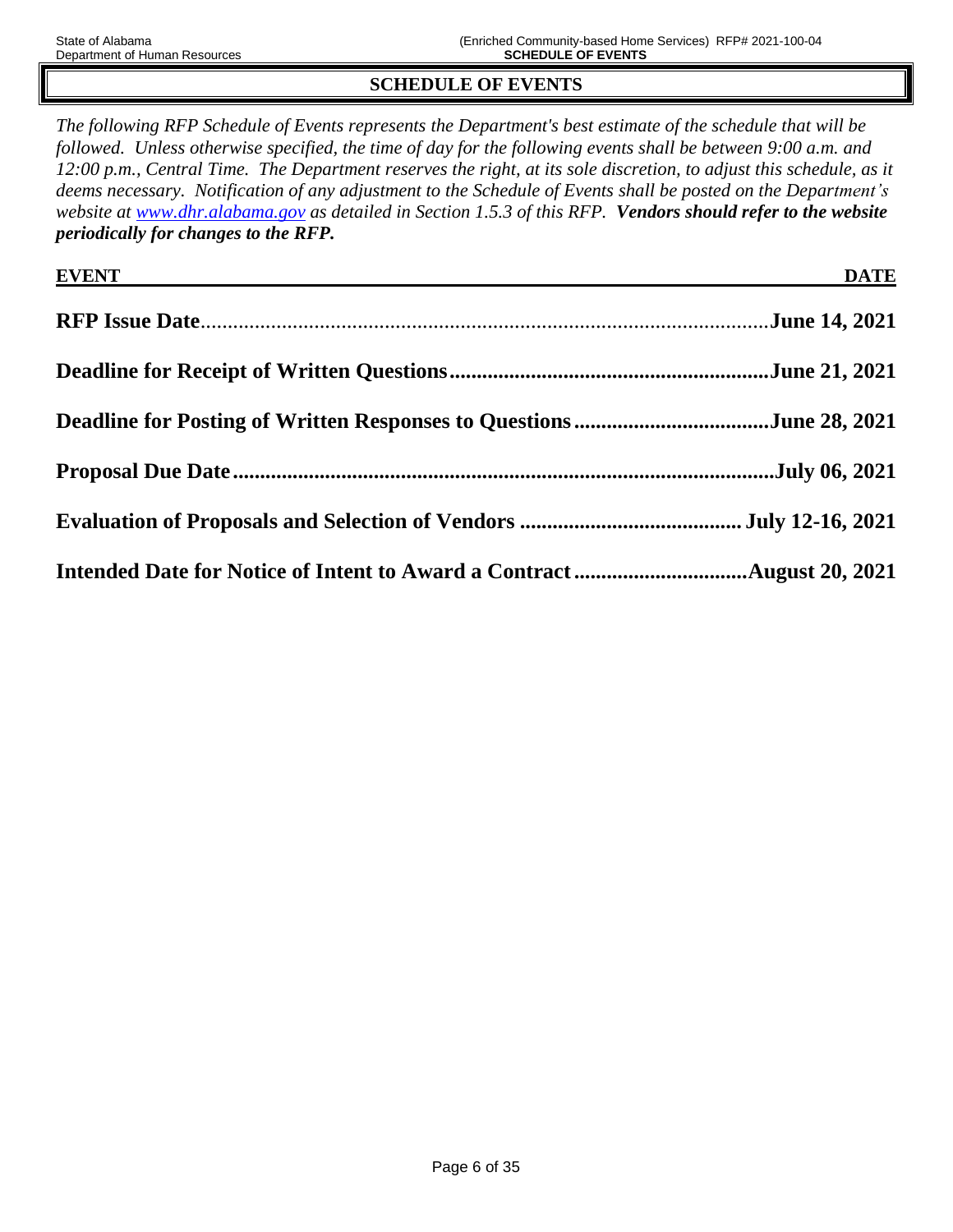# SCHEDULE OF EVENTS

*The following RFP Schedule of Events represents the Department's best estimate of the schedule that will be followed. Unless otherwise specified, the time of day for the following events shall be between 9:00 a.m. and 12:00 p.m., Central Time. The Department reserves the right, at its sole discretion, to adjust this schedule, as it deems necessary. Notification of any adjustment to the Schedule of Events shall be posted on the Department's website at [www.dhr.alabama.gov](http://www.dhr.alabama.gov) as detailed in Section 1.5.3 of this RFP.* ***Vendors should refer to the website periodically for changes to the RFP.***

| EVENT | DATE |
|---|---|
| **RFP Issue Date** | **June 14, 2021** |
| **Deadline for Receipt of Written Questions** | **June 21, 2021** |
| **Deadline for Posting of Written Responses to Questions** | **June 28, 2021** |
| **Proposal Due Date** | **July 06, 2021** |
| **Evaluation of Proposals and Selection of Vendors** | **July 12-16, 2021** |
| **Intended Date for Notice of Intent to Award a Contract** | **August 20, 2021** |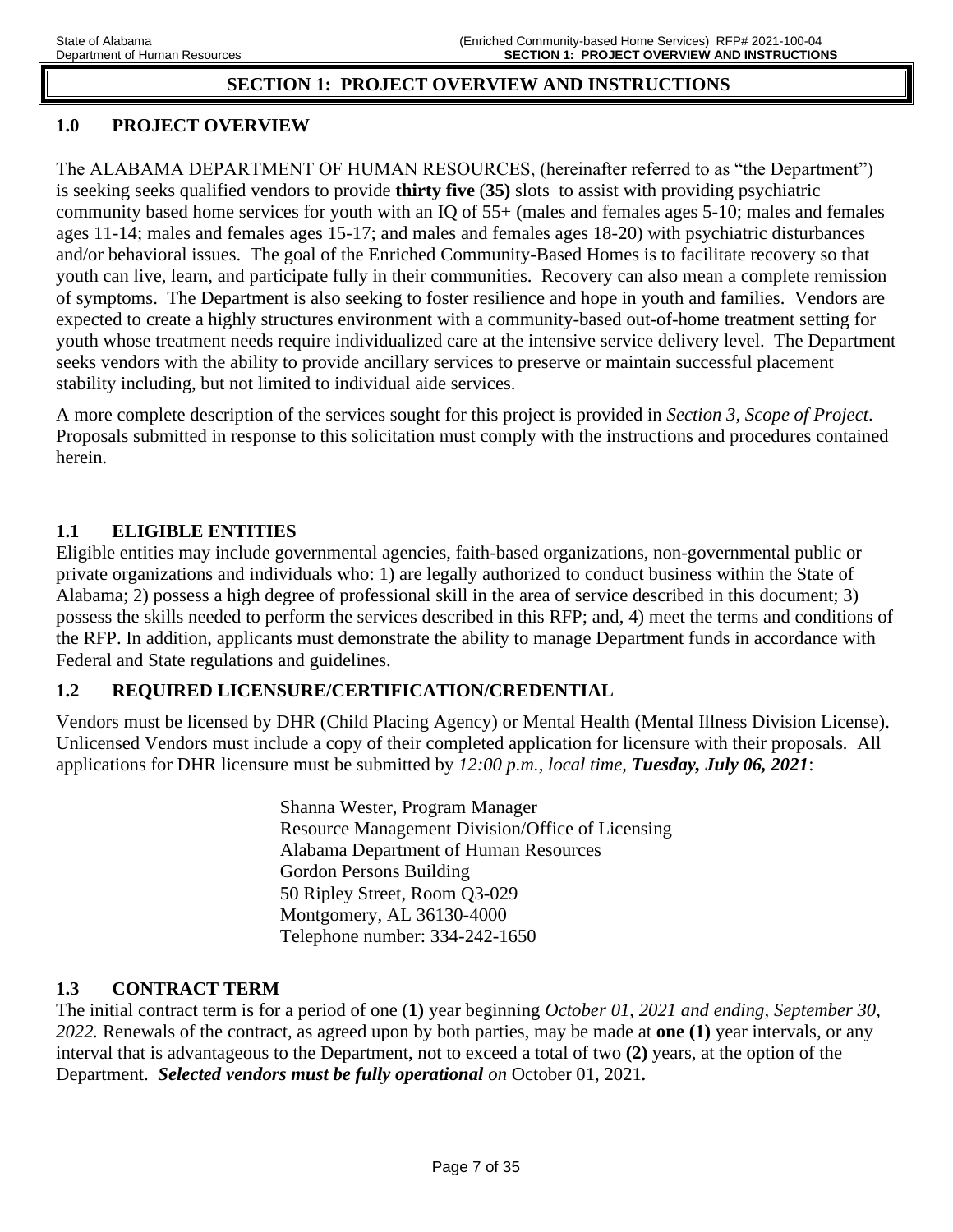# SECTION 1: PROJECT OVERVIEW AND INSTRUCTIONS

## 1.0 PROJECT OVERVIEW

The ALABAMA DEPARTMENT OF HUMAN RESOURCES, (hereinafter referred to as "the Department") is seeking seeks qualified vendors to provide **thirty five** (**35)** slots to assist with providing psychiatric community based home services for youth with an IQ of 55+ (males and females ages 5-10; males and females ages 11-14; males and females ages 15-17; and males and females ages 18-20) with psychiatric disturbances and/or behavioral issues. The goal of the Enriched Community-Based Homes is to facilitate recovery so that youth can live, learn, and participate fully in their communities. Recovery can also mean a complete remission of symptoms. The Department is also seeking to foster resilience and hope in youth and families. Vendors are expected to create a highly structures environment with a community-based out-of-home treatment setting for youth whose treatment needs require individualized care at the intensive service delivery level. The Department seeks vendors with the ability to provide ancillary services to preserve or maintain successful placement stability including, but not limited to individual aide services.

A more complete description of the services sought for this project is provided in *Section 3, Scope of Project*. Proposals submitted in response to this solicitation must comply with the instructions and procedures contained herein.

## 1.1 ELIGIBLE ENTITIES

Eligible entities may include governmental agencies, faith-based organizations, non-governmental public or private organizations and individuals who: 1) are legally authorized to conduct business within the State of Alabama; 2) possess a high degree of professional skill in the area of service described in this document; 3) possess the skills needed to perform the services described in this RFP; and, 4) meet the terms and conditions of the RFP. In addition, applicants must demonstrate the ability to manage Department funds in accordance with Federal and State regulations and guidelines.

## 1.2 REQUIRED LICENSURE/CERTIFICATION/CREDENTIAL

Vendors must be licensed by DHR (Child Placing Agency) or Mental Health (Mental Illness Division License). Unlicensed Vendors must include a copy of their completed application for licensure with their proposals. All applications for DHR licensure must be submitted by *12:00 p.m., local time, **Tuesday, July 06, 2021***:

Shanna Wester, Program Manager
Resource Management Division/Office of Licensing
Alabama Department of Human Resources
Gordon Persons Building
50 Ripley Street, Room Q3-029
Montgomery, AL 36130-4000
Telephone number: 334-242-1650

## 1.3 CONTRACT TERM

The initial contract term is for a period of one (**1)** year beginning *October 01, 2021 and ending, September 30, 2022.* Renewals of the contract, as agreed upon by both parties, may be made at **one (1)** year intervals, or any interval that is advantageous to the Department, not to exceed a total of two **(2)** years, at the option of the Department. ***Selected vendors must be fully operational*** *on* October 01, 2021**.**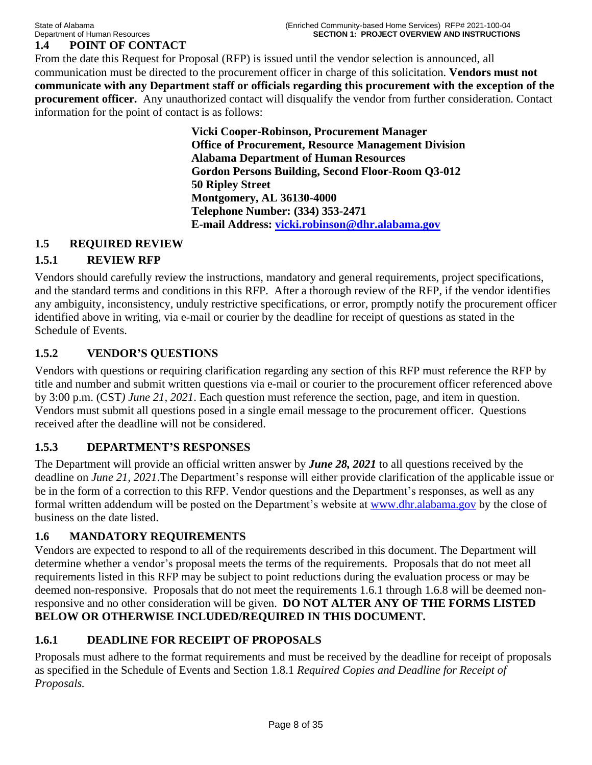## 1.4 POINT OF CONTACT

From the date this Request for Proposal (RFP) is issued until the vendor selection is announced, all communication must be directed to the procurement officer in charge of this solicitation. **Vendors must not communicate with any Department staff or officials regarding this procurement with the exception of the procurement officer.** Any unauthorized contact will disqualify the vendor from further consideration. Contact information for the point of contact is as follows:

**Vicki Cooper-Robinson, Procurement Manager**
**Office of Procurement, Resource Management Division**
**Alabama Department of Human Resources**
**Gordon Persons Building, Second Floor-Room Q3-012**
**50 Ripley Street**
**Montgomery, AL 36130-4000**
**Telephone Number: (334) 353-2471**
**E-mail Address: vicki.robinson@dhr.alabama.gov**

## 1.5 REQUIRED REVIEW

### 1.5.1 REVIEW RFP

Vendors should carefully review the instructions, mandatory and general requirements, project specifications, and the standard terms and conditions in this RFP. After a thorough review of the RFP, if the vendor identifies any ambiguity, inconsistency, unduly restrictive specifications, or error, promptly notify the procurement officer identified above in writing, via e-mail or courier by the deadline for receipt of questions as stated in the Schedule of Events.

### 1.5.2 VENDOR'S QUESTIONS

Vendors with questions or requiring clarification regarding any section of this RFP must reference the RFP by title and number and submit written questions via e-mail or courier to the procurement officer referenced above by 3:00 p.m. (CST*) June 21, 2021*. Each question must reference the section, page, and item in question. Vendors must submit all questions posed in a single email message to the procurement officer. Questions received after the deadline will not be considered.

### 1.5.3 DEPARTMENT'S RESPONSES

The Department will provide an official written answer by ***June 28, 2021*** to all questions received by the deadline on *June 21, 2021*.The Department's response will either provide clarification of the applicable issue or be in the form of a correction to this RFP. Vendor questions and the Department's responses, as well as any formal written addendum will be posted on the Department's website at www.dhr.alabama.gov by the close of business on the date listed.

## 1.6 MANDATORY REQUIREMENTS

Vendors are expected to respond to all of the requirements described in this document. The Department will determine whether a vendor's proposal meets the terms of the requirements. Proposals that do not meet all requirements listed in this RFP may be subject to point reductions during the evaluation process or may be deemed non-responsive. Proposals that do not meet the requirements 1.6.1 through 1.6.8 will be deemed non-responsive and no other consideration will be given. **DO NOT ALTER ANY OF THE FORMS LISTED BELOW OR OTHERWISE INCLUDED/REQUIRED IN THIS DOCUMENT.**

### 1.6.1 DEADLINE FOR RECEIPT OF PROPOSALS

Proposals must adhere to the format requirements and must be received by the deadline for receipt of proposals as specified in the Schedule of Events and Section 1.8.1 *Required Copies and Deadline for Receipt of Proposals.*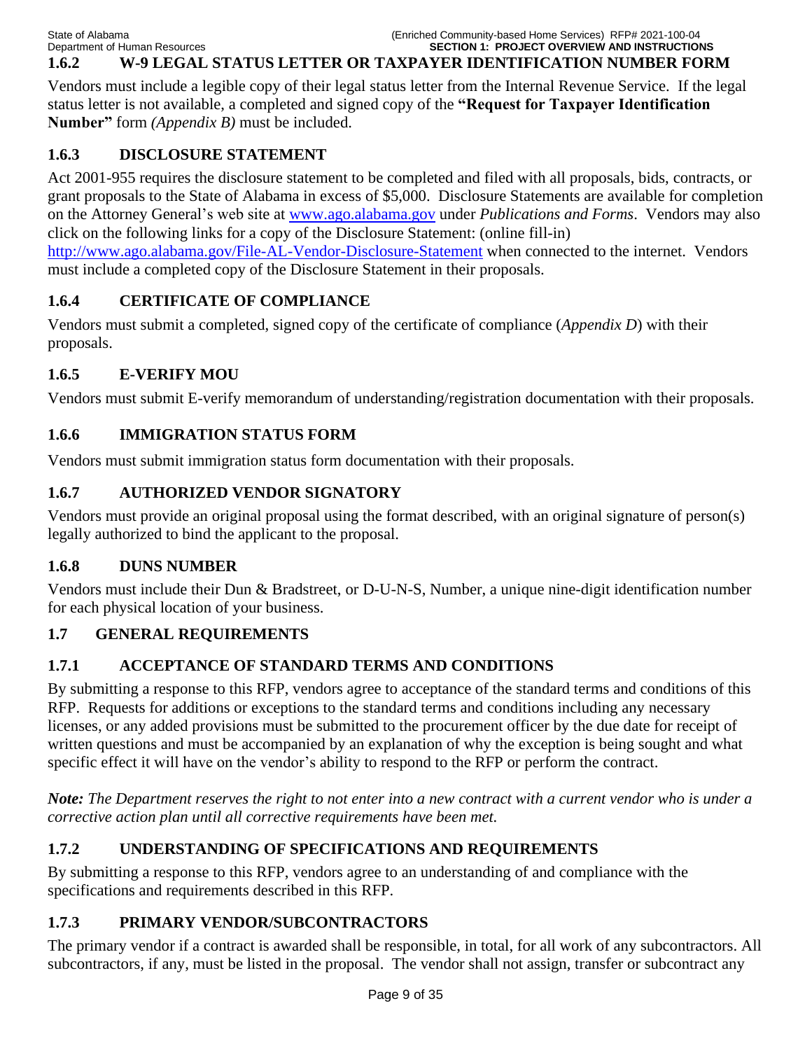### 1.6.2 W-9 LEGAL STATUS LETTER OR TAXPAYER IDENTIFICATION NUMBER FORM

Vendors must include a legible copy of their legal status letter from the Internal Revenue Service. If the legal status letter is not available, a completed and signed copy of the **"Request for Taxpayer Identification Number"** form *(Appendix B)* must be included.

### 1.6.3 DISCLOSURE STATEMENT

Act 2001-955 requires the disclosure statement to be completed and filed with all proposals, bids, contracts, or grant proposals to the State of Alabama in excess of $5,000. Disclosure Statements are available for completion on the Attorney General's web site at [www.ago.alabama.gov](www.ago.alabama.gov) under *Publications and Forms*. Vendors may also click on the following links for a copy of the Disclosure Statement: (online fill-in) [http://www.ago.alabama.gov/File-AL-Vendor-Disclosure-Statement](http://www.ago.alabama.gov/File-AL-Vendor-Disclosure-Statement) when connected to the internet. Vendors must include a completed copy of the Disclosure Statement in their proposals.

### 1.6.4 CERTIFICATE OF COMPLIANCE

Vendors must submit a completed, signed copy of the certificate of compliance (*Appendix D*) with their proposals.

### 1.6.5 E-VERIFY MOU

Vendors must submit E-verify memorandum of understanding/registration documentation with their proposals.

### 1.6.6 IMMIGRATION STATUS FORM

Vendors must submit immigration status form documentation with their proposals.

### 1.6.7 AUTHORIZED VENDOR SIGNATORY

Vendors must provide an original proposal using the format described, with an original signature of person(s) legally authorized to bind the applicant to the proposal.

### 1.6.8 DUNS NUMBER

Vendors must include their Dun & Bradstreet, or D-U-N-S, Number, a unique nine-digit identification number for each physical location of your business.

## 1.7 GENERAL REQUIREMENTS

### 1.7.1 ACCEPTANCE OF STANDARD TERMS AND CONDITIONS

By submitting a response to this RFP, vendors agree to acceptance of the standard terms and conditions of this RFP. Requests for additions or exceptions to the standard terms and conditions including any necessary licenses, or any added provisions must be submitted to the procurement officer by the due date for receipt of written questions and must be accompanied by an explanation of why the exception is being sought and what specific effect it will have on the vendor's ability to respond to the RFP or perform the contract.

***Note:** The Department reserves the right to not enter into a new contract with a current vendor who is under a corrective action plan until all corrective requirements have been met.*

### 1.7.2 UNDERSTANDING OF SPECIFICATIONS AND REQUIREMENTS

By submitting a response to this RFP, vendors agree to an understanding of and compliance with the specifications and requirements described in this RFP.

### 1.7.3 PRIMARY VENDOR/SUBCONTRACTORS

The primary vendor if a contract is awarded shall be responsible, in total, for all work of any subcontractors. All subcontractors, if any, must be listed in the proposal. The vendor shall not assign, transfer or subcontract any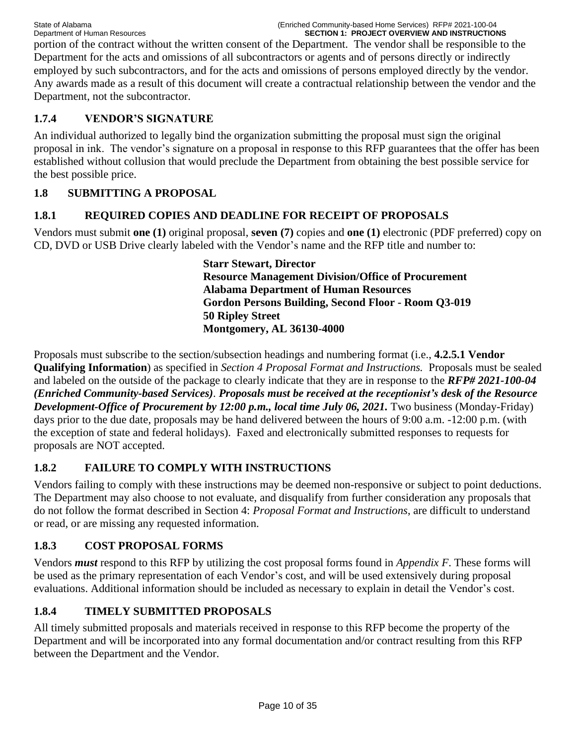portion of the contract without the written consent of the Department. The vendor shall be responsible to the Department for the acts and omissions of all subcontractors or agents and of persons directly or indirectly employed by such subcontractors, and for the acts and omissions of persons employed directly by the vendor. Any awards made as a result of this document will create a contractual relationship between the vendor and the Department, not the subcontractor.

### 1.7.4 VENDOR'S SIGNATURE

An individual authorized to legally bind the organization submitting the proposal must sign the original proposal in ink. The vendor's signature on a proposal in response to this RFP guarantees that the offer has been established without collusion that would preclude the Department from obtaining the best possible service for the best possible price.

## 1.8 SUBMITTING A PROPOSAL

### 1.8.1 REQUIRED COPIES AND DEADLINE FOR RECEIPT OF PROPOSALS

Vendors must submit **one (1)** original proposal, **seven (7)** copies and **one (1)** electronic (PDF preferred) copy on CD, DVD or USB Drive clearly labeled with the Vendor's name and the RFP title and number to:

**Starr Stewart, Director**
**Resource Management Division/Office of Procurement**
**Alabama Department of Human Resources**
**Gordon Persons Building, Second Floor - Room Q3-019**
**50 Ripley Street**
**Montgomery, AL 36130-4000**

Proposals must subscribe to the section/subsection headings and numbering format (i.e., **4.2.5.1 Vendor Qualifying Information**) as specified in *Section 4 Proposal Format and Instructions.* Proposals must be sealed and labeled on the outside of the package to clearly indicate that they are in response to the ***RFP# 2021-100-04 (Enriched Community-based Services)***. ***Proposals must be received at the receptionist's desk of the Resource Development-Office of Procurement by 12:00 p.m., local time July 06, 2021.*** Two business (Monday-Friday) days prior to the due date, proposals may be hand delivered between the hours of 9:00 a.m. -12:00 p.m. (with the exception of state and federal holidays). Faxed and electronically submitted responses to requests for proposals are NOT accepted.

### 1.8.2 FAILURE TO COMPLY WITH INSTRUCTIONS

Vendors failing to comply with these instructions may be deemed non-responsive or subject to point deductions. The Department may also choose to not evaluate, and disqualify from further consideration any proposals that do not follow the format described in Section 4: *Proposal Format and Instructions*, are difficult to understand or read, or are missing any requested information.

### 1.8.3 COST PROPOSAL FORMS

Vendors ***must*** respond to this RFP by utilizing the cost proposal forms found in *Appendix F*. These forms will be used as the primary representation of each Vendor's cost, and will be used extensively during proposal evaluations. Additional information should be included as necessary to explain in detail the Vendor's cost.

### 1.8.4 TIMELY SUBMITTED PROPOSALS

All timely submitted proposals and materials received in response to this RFP become the property of the Department and will be incorporated into any formal documentation and/or contract resulting from this RFP between the Department and the Vendor.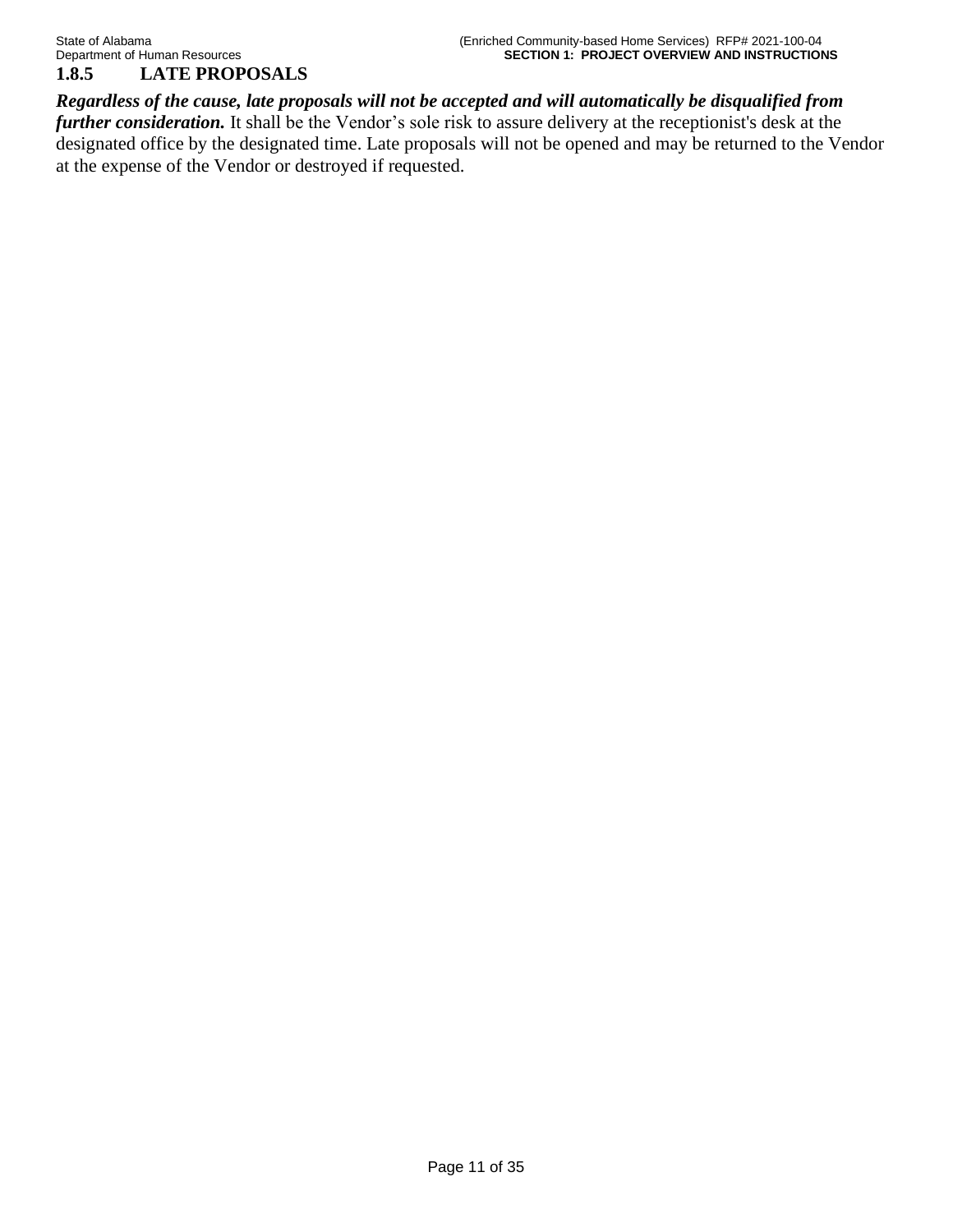### 1.8.5 LATE PROPOSALS

***Regardless of the cause, late proposals will not be accepted and will automatically be disqualified from further consideration.*** It shall be the Vendor's sole risk to assure delivery at the receptionist's desk at the designated office by the designated time. Late proposals will not be opened and may be returned to the Vendor at the expense of the Vendor or destroyed if requested.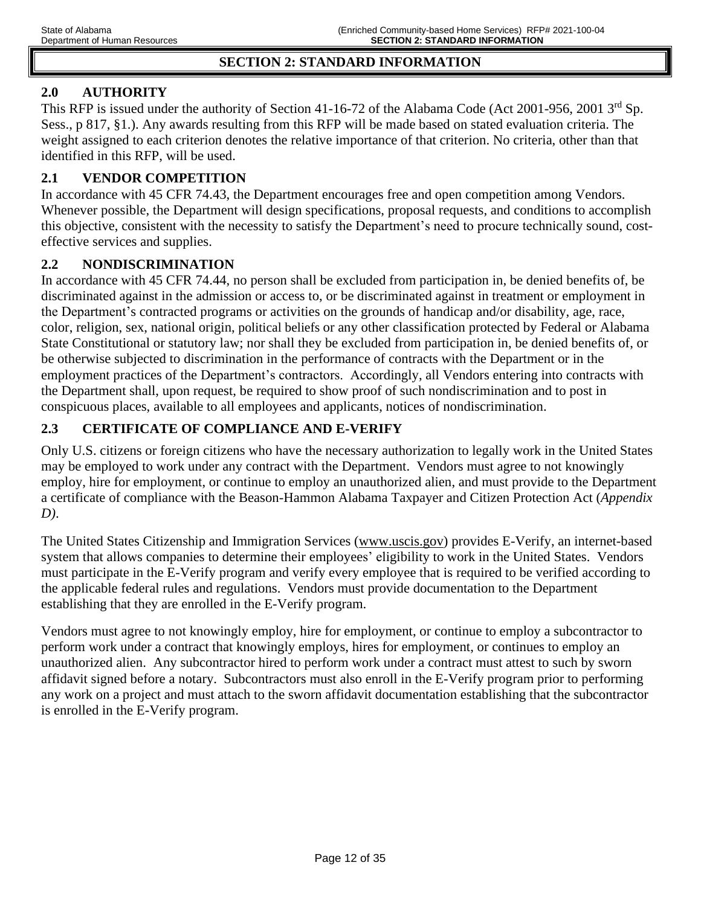# SECTION 2: STANDARD INFORMATION

## 2.0 AUTHORITY

This RFP is issued under the authority of Section 41-16-72 of the Alabama Code (Act 2001-956, 2001 3rd Sp. Sess., p 817, §1.). Any awards resulting from this RFP will be made based on stated evaluation criteria. The weight assigned to each criterion denotes the relative importance of that criterion. No criteria, other than that identified in this RFP, will be used.

## 2.1 VENDOR COMPETITION

In accordance with 45 CFR 74.43, the Department encourages free and open competition among Vendors. Whenever possible, the Department will design specifications, proposal requests, and conditions to accomplish this objective, consistent with the necessity to satisfy the Department's need to procure technically sound, cost-effective services and supplies.

## 2.2 NONDISCRIMINATION

In accordance with 45 CFR 74.44, no person shall be excluded from participation in, be denied benefits of, be discriminated against in the admission or access to, or be discriminated against in treatment or employment in the Department's contracted programs or activities on the grounds of handicap and/or disability, age, race, color, religion, sex, national origin, political beliefs or any other classification protected by Federal or Alabama State Constitutional or statutory law; nor shall they be excluded from participation in, be denied benefits of, or be otherwise subjected to discrimination in the performance of contracts with the Department or in the employment practices of the Department's contractors. Accordingly, all Vendors entering into contracts with the Department shall, upon request, be required to show proof of such nondiscrimination and to post in conspicuous places, available to all employees and applicants, notices of nondiscrimination.

## 2.3 CERTIFICATE OF COMPLIANCE AND E-VERIFY

Only U.S. citizens or foreign citizens who have the necessary authorization to legally work in the United States may be employed to work under any contract with the Department. Vendors must agree to not knowingly employ, hire for employment, or continue to employ an unauthorized alien, and must provide to the Department a certificate of compliance with the Beason-Hammon Alabama Taxpayer and Citizen Protection Act (*Appendix D).*

The United States Citizenship and Immigration Services (www.uscis.gov) provides E-Verify, an internet-based system that allows companies to determine their employees' eligibility to work in the United States. Vendors must participate in the E-Verify program and verify every employee that is required to be verified according to the applicable federal rules and regulations. Vendors must provide documentation to the Department establishing that they are enrolled in the E-Verify program.

Vendors must agree to not knowingly employ, hire for employment, or continue to employ a subcontractor to perform work under a contract that knowingly employs, hires for employment, or continues to employ an unauthorized alien. Any subcontractor hired to perform work under a contract must attest to such by sworn affidavit signed before a notary. Subcontractors must also enroll in the E-Verify program prior to performing any work on a project and must attach to the sworn affidavit documentation establishing that the subcontractor is enrolled in the E-Verify program.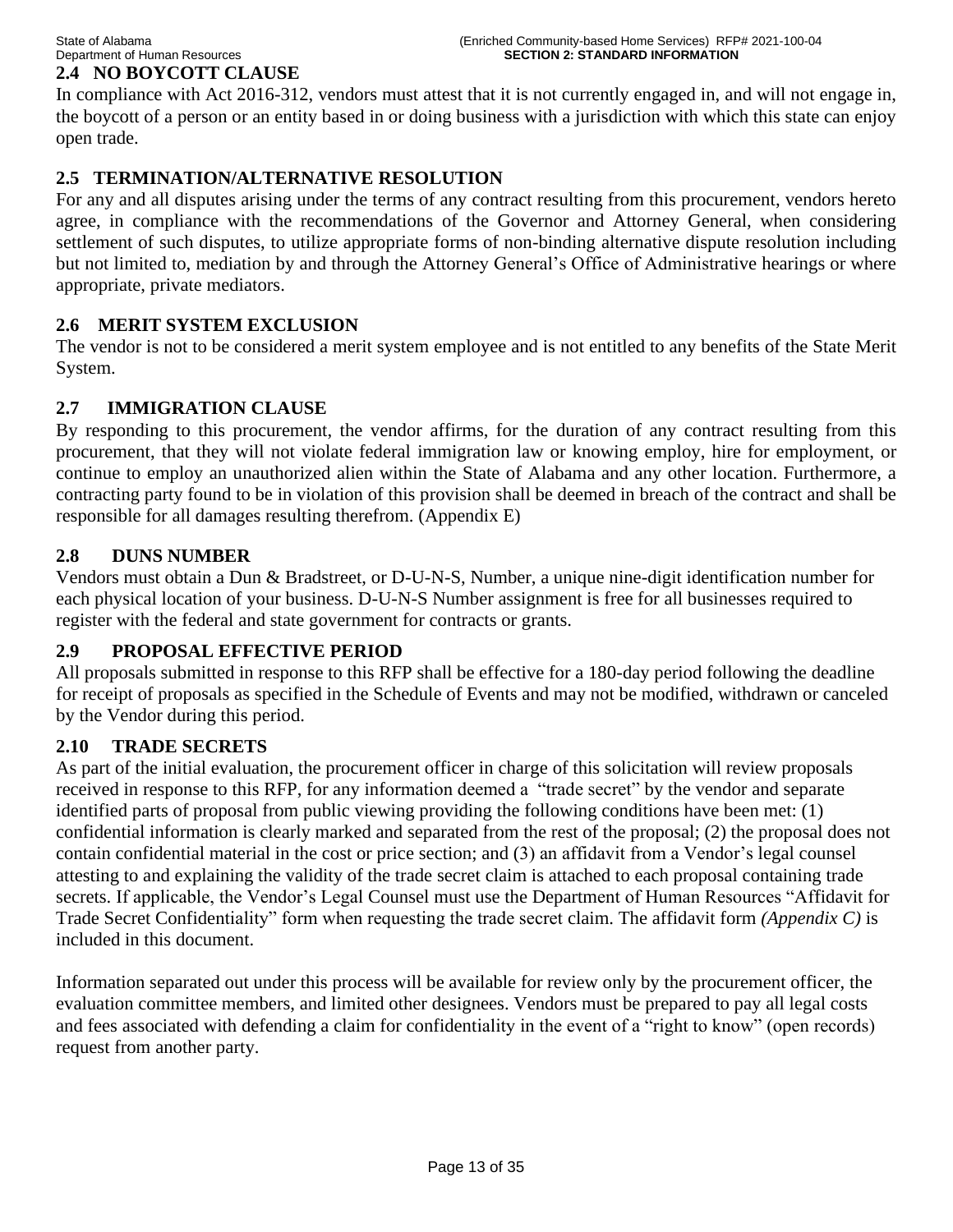## 2.4 NO BOYCOTT CLAUSE

In compliance with Act 2016-312, vendors must attest that it is not currently engaged in, and will not engage in, the boycott of a person or an entity based in or doing business with a jurisdiction with which this state can enjoy open trade.

## 2.5 TERMINATION/ALTERNATIVE RESOLUTION

For any and all disputes arising under the terms of any contract resulting from this procurement, vendors hereto agree, in compliance with the recommendations of the Governor and Attorney General, when considering settlement of such disputes, to utilize appropriate forms of non-binding alternative dispute resolution including but not limited to, mediation by and through the Attorney General's Office of Administrative hearings or where appropriate, private mediators.

## 2.6 MERIT SYSTEM EXCLUSION

The vendor is not to be considered a merit system employee and is not entitled to any benefits of the State Merit System.

## 2.7 IMMIGRATION CLAUSE

By responding to this procurement, the vendor affirms, for the duration of any contract resulting from this procurement, that they will not violate federal immigration law or knowing employ, hire for employment, or continue to employ an unauthorized alien within the State of Alabama and any other location. Furthermore, a contracting party found to be in violation of this provision shall be deemed in breach of the contract and shall be responsible for all damages resulting therefrom. (Appendix E)

## 2.8 DUNS NUMBER

Vendors must obtain a Dun & Bradstreet, or D-U-N-S, Number, a unique nine-digit identification number for each physical location of your business. D-U-N-S Number assignment is free for all businesses required to register with the federal and state government for contracts or grants.

## 2.9 PROPOSAL EFFECTIVE PERIOD

All proposals submitted in response to this RFP shall be effective for a 180-day period following the deadline for receipt of proposals as specified in the Schedule of Events and may not be modified, withdrawn or canceled by the Vendor during this period.

## 2.10 TRADE SECRETS

As part of the initial evaluation, the procurement officer in charge of this solicitation will review proposals received in response to this RFP, for any information deemed a "trade secret" by the vendor and separate identified parts of proposal from public viewing providing the following conditions have been met: (1) confidential information is clearly marked and separated from the rest of the proposal; (2) the proposal does not contain confidential material in the cost or price section; and (3) an affidavit from a Vendor's legal counsel attesting to and explaining the validity of the trade secret claim is attached to each proposal containing trade secrets. If applicable, the Vendor's Legal Counsel must use the Department of Human Resources "Affidavit for Trade Secret Confidentiality" form when requesting the trade secret claim. The affidavit form *(Appendix C)* is included in this document.

Information separated out under this process will be available for review only by the procurement officer, the evaluation committee members, and limited other designees. Vendors must be prepared to pay all legal costs and fees associated with defending a claim for confidentiality in the event of a "right to know" (open records) request from another party.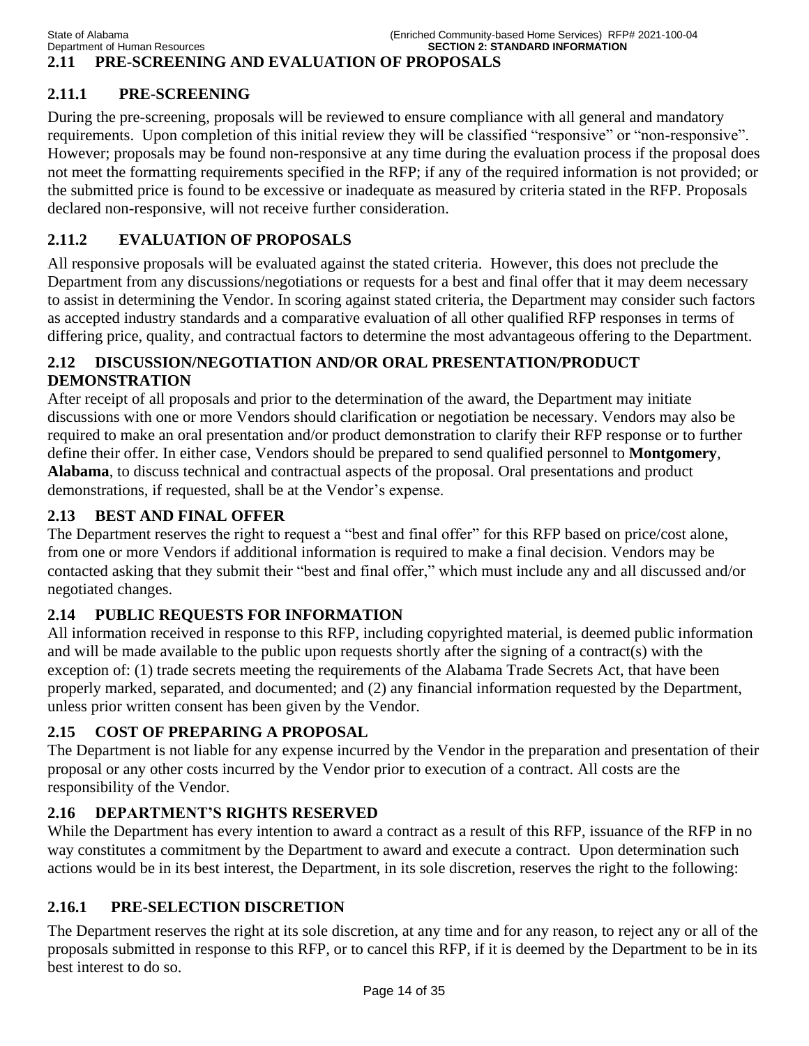## 2.11 PRE-SCREENING AND EVALUATION OF PROPOSALS

### 2.11.1 PRE-SCREENING

During the pre-screening, proposals will be reviewed to ensure compliance with all general and mandatory requirements. Upon completion of this initial review they will be classified "responsive" or "non-responsive". However; proposals may be found non-responsive at any time during the evaluation process if the proposal does not meet the formatting requirements specified in the RFP; if any of the required information is not provided; or the submitted price is found to be excessive or inadequate as measured by criteria stated in the RFP. Proposals declared non-responsive, will not receive further consideration.

### 2.11.2 EVALUATION OF PROPOSALS

All responsive proposals will be evaluated against the stated criteria. However, this does not preclude the Department from any discussions/negotiations or requests for a best and final offer that it may deem necessary to assist in determining the Vendor. In scoring against stated criteria, the Department may consider such factors as accepted industry standards and a comparative evaluation of all other qualified RFP responses in terms of differing price, quality, and contractual factors to determine the most advantageous offering to the Department.

## 2.12 DISCUSSION/NEGOTIATION AND/OR ORAL PRESENTATION/PRODUCT DEMONSTRATION

After receipt of all proposals and prior to the determination of the award, the Department may initiate discussions with one or more Vendors should clarification or negotiation be necessary. Vendors may also be required to make an oral presentation and/or product demonstration to clarify their RFP response or to further define their offer. In either case, Vendors should be prepared to send qualified personnel to **Montgomery**, **Alabama**, to discuss technical and contractual aspects of the proposal. Oral presentations and product demonstrations, if requested, shall be at the Vendor's expense.

## 2.13 BEST AND FINAL OFFER

The Department reserves the right to request a "best and final offer" for this RFP based on price/cost alone, from one or more Vendors if additional information is required to make a final decision. Vendors may be contacted asking that they submit their "best and final offer," which must include any and all discussed and/or negotiated changes.

## 2.14 PUBLIC REQUESTS FOR INFORMATION

All information received in response to this RFP, including copyrighted material, is deemed public information and will be made available to the public upon requests shortly after the signing of a contract(s) with the exception of: (1) trade secrets meeting the requirements of the Alabama Trade Secrets Act, that have been properly marked, separated, and documented; and (2) any financial information requested by the Department, unless prior written consent has been given by the Vendor.

## 2.15 COST OF PREPARING A PROPOSAL

The Department is not liable for any expense incurred by the Vendor in the preparation and presentation of their proposal or any other costs incurred by the Vendor prior to execution of a contract. All costs are the responsibility of the Vendor.

## 2.16 DEPARTMENT'S RIGHTS RESERVED

While the Department has every intention to award a contract as a result of this RFP, issuance of the RFP in no way constitutes a commitment by the Department to award and execute a contract. Upon determination such actions would be in its best interest, the Department, in its sole discretion, reserves the right to the following:

### 2.16.1 PRE-SELECTION DISCRETION

The Department reserves the right at its sole discretion, at any time and for any reason, to reject any or all of the proposals submitted in response to this RFP, or to cancel this RFP, if it is deemed by the Department to be in its best interest to do so.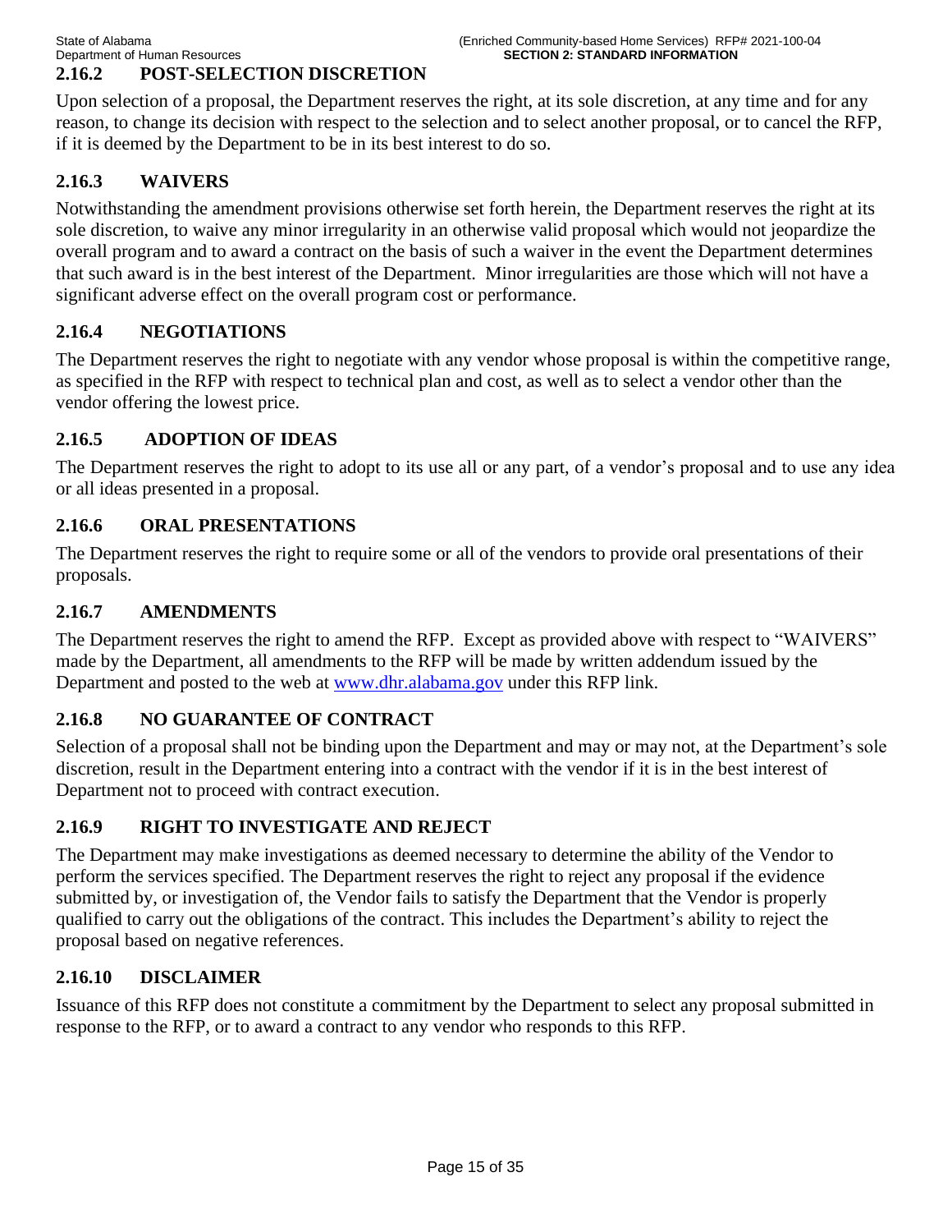### 2.16.2 POST-SELECTION DISCRETION

Upon selection of a proposal, the Department reserves the right, at its sole discretion, at any time and for any reason, to change its decision with respect to the selection and to select another proposal, or to cancel the RFP, if it is deemed by the Department to be in its best interest to do so.

### 2.16.3 WAIVERS

Notwithstanding the amendment provisions otherwise set forth herein, the Department reserves the right at its sole discretion, to waive any minor irregularity in an otherwise valid proposal which would not jeopardize the overall program and to award a contract on the basis of such a waiver in the event the Department determines that such award is in the best interest of the Department. Minor irregularities are those which will not have a significant adverse effect on the overall program cost or performance.

### 2.16.4 NEGOTIATIONS

The Department reserves the right to negotiate with any vendor whose proposal is within the competitive range, as specified in the RFP with respect to technical plan and cost, as well as to select a vendor other than the vendor offering the lowest price.

### 2.16.5 ADOPTION OF IDEAS

The Department reserves the right to adopt to its use all or any part, of a vendor's proposal and to use any idea or all ideas presented in a proposal.

### 2.16.6 ORAL PRESENTATIONS

The Department reserves the right to require some or all of the vendors to provide oral presentations of their proposals.

### 2.16.7 AMENDMENTS

The Department reserves the right to amend the RFP. Except as provided above with respect to "WAIVERS" made by the Department, all amendments to the RFP will be made by written addendum issued by the Department and posted to the web at [www.dhr.alabama.gov](http://www.dhr.alabama.gov) under this RFP link.

### 2.16.8 NO GUARANTEE OF CONTRACT

Selection of a proposal shall not be binding upon the Department and may or may not, at the Department's sole discretion, result in the Department entering into a contract with the vendor if it is in the best interest of Department not to proceed with contract execution.

### 2.16.9 RIGHT TO INVESTIGATE AND REJECT

The Department may make investigations as deemed necessary to determine the ability of the Vendor to perform the services specified. The Department reserves the right to reject any proposal if the evidence submitted by, or investigation of, the Vendor fails to satisfy the Department that the Vendor is properly qualified to carry out the obligations of the contract. This includes the Department's ability to reject the proposal based on negative references.

### 2.16.10 DISCLAIMER

Issuance of this RFP does not constitute a commitment by the Department to select any proposal submitted in response to the RFP, or to award a contract to any vendor who responds to this RFP.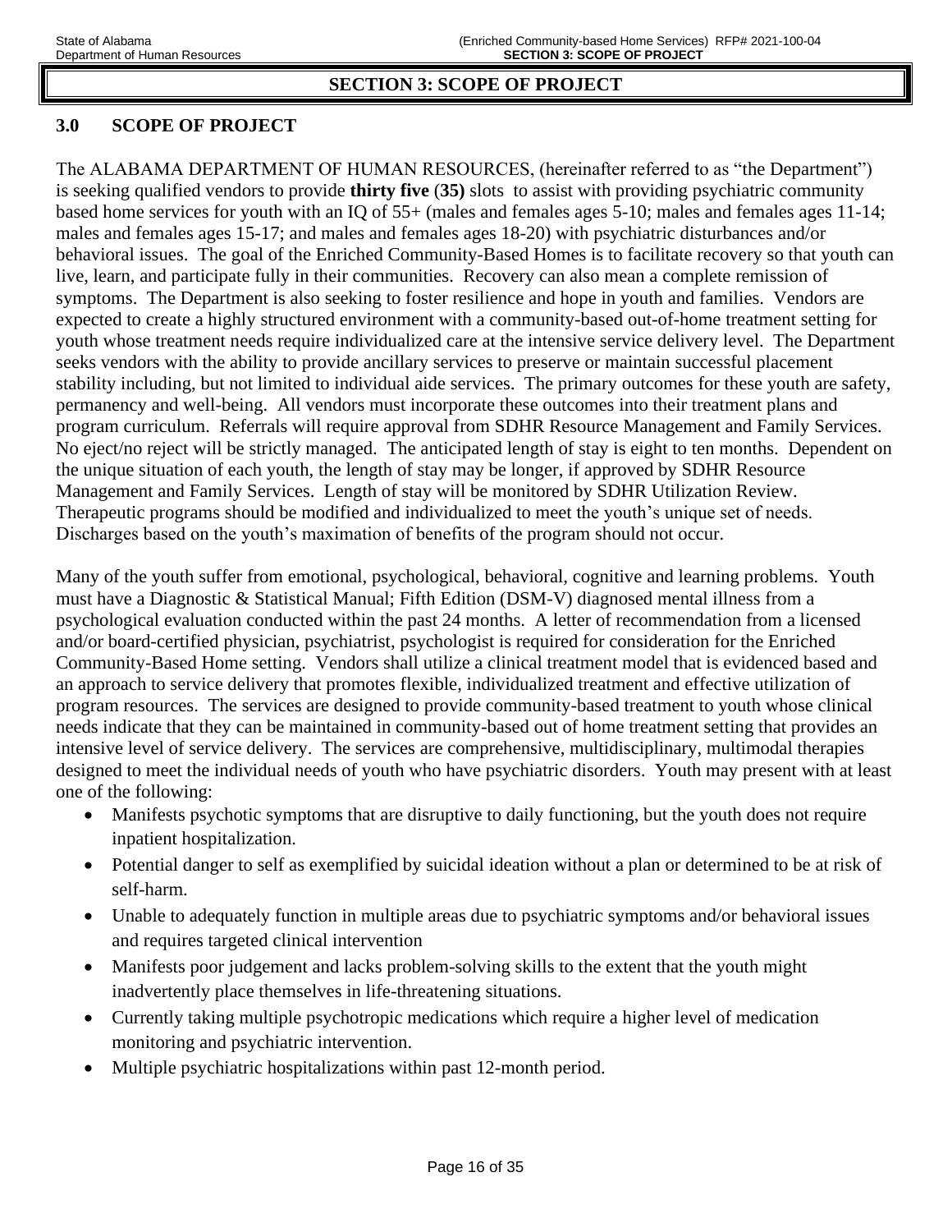# SECTION 3: SCOPE OF PROJECT

## 3.0 SCOPE OF PROJECT

The ALABAMA DEPARTMENT OF HUMAN RESOURCES, (hereinafter referred to as "the Department") is seeking qualified vendors to provide **thirty five (35)** slots to assist with providing psychiatric community based home services for youth with an IQ of 55+ (males and females ages 5-10; males and females ages 11-14; males and females ages 15-17; and males and females ages 18-20) with psychiatric disturbances and/or behavioral issues. The goal of the Enriched Community-Based Homes is to facilitate recovery so that youth can live, learn, and participate fully in their communities. Recovery can also mean a complete remission of symptoms. The Department is also seeking to foster resilience and hope in youth and families. Vendors are expected to create a highly structured environment with a community-based out-of-home treatment setting for youth whose treatment needs require individualized care at the intensive service delivery level. The Department seeks vendors with the ability to provide ancillary services to preserve or maintain successful placement stability including, but not limited to individual aide services. The primary outcomes for these youth are safety, permanency and well-being. All vendors must incorporate these outcomes into their treatment plans and program curriculum. Referrals will require approval from SDHR Resource Management and Family Services. No eject/no reject will be strictly managed. The anticipated length of stay is eight to ten months. Dependent on the unique situation of each youth, the length of stay may be longer, if approved by SDHR Resource Management and Family Services. Length of stay will be monitored by SDHR Utilization Review. Therapeutic programs should be modified and individualized to meet the youth's unique set of needs. Discharges based on the youth's maximation of benefits of the program should not occur.

Many of the youth suffer from emotional, psychological, behavioral, cognitive and learning problems. Youth must have a Diagnostic & Statistical Manual; Fifth Edition (DSM-V) diagnosed mental illness from a psychological evaluation conducted within the past 24 months. A letter of recommendation from a licensed and/or board-certified physician, psychiatrist, psychologist is required for consideration for the Enriched Community-Based Home setting. Vendors shall utilize a clinical treatment model that is evidenced based and an approach to service delivery that promotes flexible, individualized treatment and effective utilization of program resources. The services are designed to provide community-based treatment to youth whose clinical needs indicate that they can be maintained in community-based out of home treatment setting that provides an intensive level of service delivery. The services are comprehensive, multidisciplinary, multimodal therapies designed to meet the individual needs of youth who have psychiatric disorders. Youth may present with at least one of the following:

- Manifests psychotic symptoms that are disruptive to daily functioning, but the youth does not require inpatient hospitalization.
- Potential danger to self as exemplified by suicidal ideation without a plan or determined to be at risk of self-harm.
- Unable to adequately function in multiple areas due to psychiatric symptoms and/or behavioral issues and requires targeted clinical intervention
- Manifests poor judgement and lacks problem-solving skills to the extent that the youth might inadvertently place themselves in life-threatening situations.
- Currently taking multiple psychotropic medications which require a higher level of medication monitoring and psychiatric intervention.
- Multiple psychiatric hospitalizations within past 12-month period.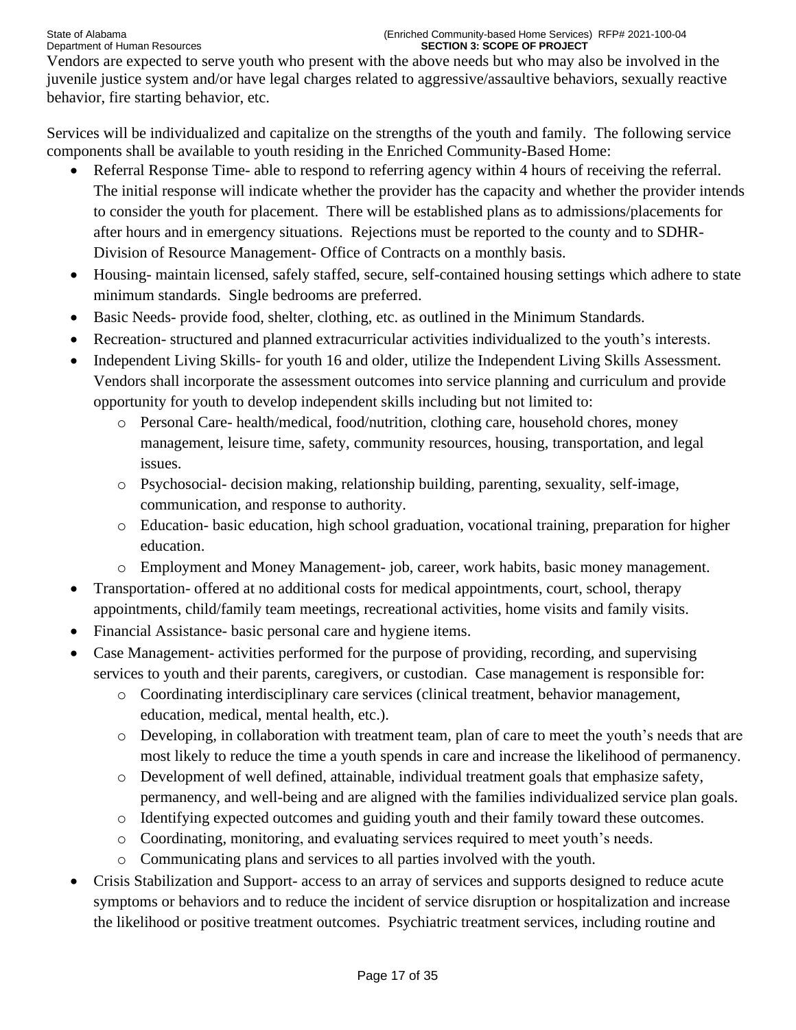Vendors are expected to serve youth who present with the above needs but who may also be involved in the juvenile justice system and/or have legal charges related to aggressive/assaultive behaviors, sexually reactive behavior, fire starting behavior, etc.

Services will be individualized and capitalize on the strengths of the youth and family. The following service components shall be available to youth residing in the Enriched Community-Based Home:

- Referral Response Time- able to respond to referring agency within 4 hours of receiving the referral. The initial response will indicate whether the provider has the capacity and whether the provider intends to consider the youth for placement. There will be established plans as to admissions/placements for after hours and in emergency situations. Rejections must be reported to the county and to SDHR-Division of Resource Management- Office of Contracts on a monthly basis.
- Housing- maintain licensed, safely staffed, secure, self-contained housing settings which adhere to state minimum standards. Single bedrooms are preferred.
- Basic Needs- provide food, shelter, clothing, etc. as outlined in the Minimum Standards.
- Recreation- structured and planned extracurricular activities individualized to the youth's interests.
- Independent Living Skills- for youth 16 and older, utilize the Independent Living Skills Assessment. Vendors shall incorporate the assessment outcomes into service planning and curriculum and provide opportunity for youth to develop independent skills including but not limited to:
  - Personal Care- health/medical, food/nutrition, clothing care, household chores, money management, leisure time, safety, community resources, housing, transportation, and legal issues.
  - Psychosocial- decision making, relationship building, parenting, sexuality, self-image, communication, and response to authority.
  - Education- basic education, high school graduation, vocational training, preparation for higher education.
  - Employment and Money Management- job, career, work habits, basic money management.
- Transportation- offered at no additional costs for medical appointments, court, school, therapy appointments, child/family team meetings, recreational activities, home visits and family visits.
- Financial Assistance- basic personal care and hygiene items.
- Case Management- activities performed for the purpose of providing, recording, and supervising services to youth and their parents, caregivers, or custodian. Case management is responsible for:
  - Coordinating interdisciplinary care services (clinical treatment, behavior management, education, medical, mental health, etc.).
  - Developing, in collaboration with treatment team, plan of care to meet the youth's needs that are most likely to reduce the time a youth spends in care and increase the likelihood of permanency.
  - Development of well defined, attainable, individual treatment goals that emphasize safety, permanency, and well-being and are aligned with the families individualized service plan goals.
  - Identifying expected outcomes and guiding youth and their family toward these outcomes.
  - Coordinating, monitoring, and evaluating services required to meet youth's needs.
  - Communicating plans and services to all parties involved with the youth.
- Crisis Stabilization and Support- access to an array of services and supports designed to reduce acute symptoms or behaviors and to reduce the incident of service disruption or hospitalization and increase the likelihood or positive treatment outcomes. Psychiatric treatment services, including routine and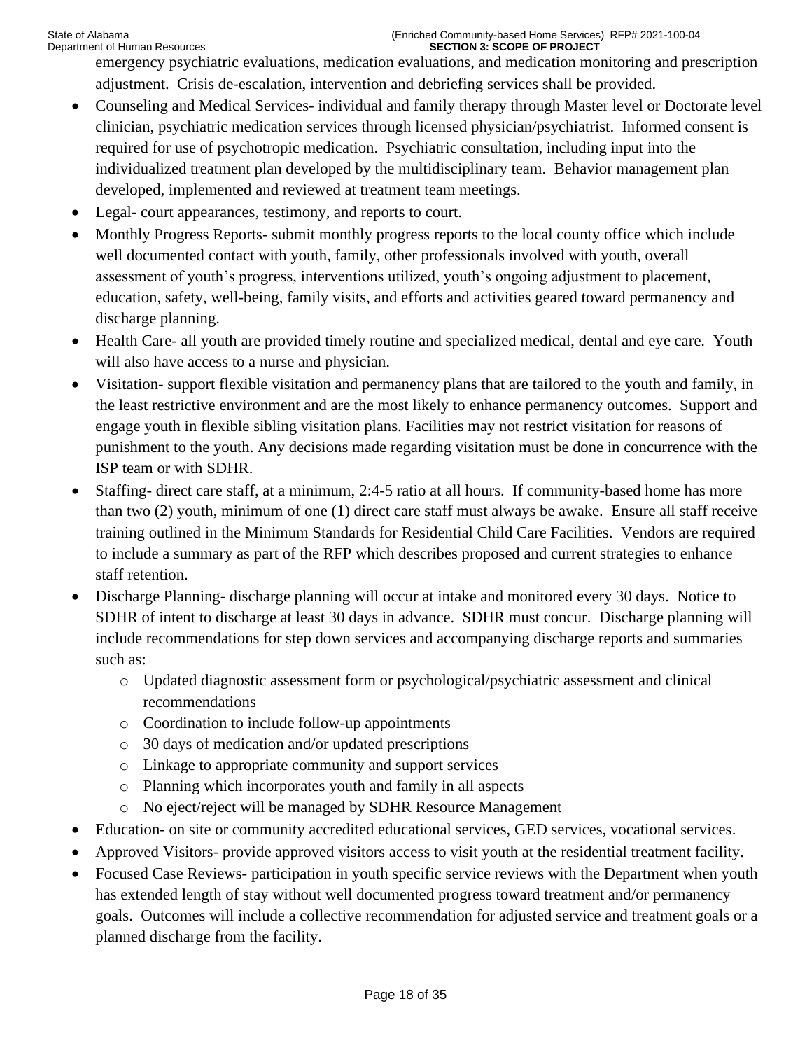emergency psychiatric evaluations, medication evaluations, and medication monitoring and prescription adjustment. Crisis de-escalation, intervention and debriefing services shall be provided.

- Counseling and Medical Services- individual and family therapy through Master level or Doctorate level clinician, psychiatric medication services through licensed physician/psychiatrist. Informed consent is required for use of psychotropic medication. Psychiatric consultation, including input into the individualized treatment plan developed by the multidisciplinary team. Behavior management plan developed, implemented and reviewed at treatment team meetings.
- Legal- court appearances, testimony, and reports to court.
- Monthly Progress Reports- submit monthly progress reports to the local county office which include well documented contact with youth, family, other professionals involved with youth, overall assessment of youth's progress, interventions utilized, youth's ongoing adjustment to placement, education, safety, well-being, family visits, and efforts and activities geared toward permanency and discharge planning.
- Health Care- all youth are provided timely routine and specialized medical, dental and eye care. Youth will also have access to a nurse and physician.
- Visitation- support flexible visitation and permanency plans that are tailored to the youth and family, in the least restrictive environment and are the most likely to enhance permanency outcomes. Support and engage youth in flexible sibling visitation plans. Facilities may not restrict visitation for reasons of punishment to the youth. Any decisions made regarding visitation must be done in concurrence with the ISP team or with SDHR.
- Staffing- direct care staff, at a minimum, 2:4-5 ratio at all hours. If community-based home has more than two (2) youth, minimum of one (1) direct care staff must always be awake. Ensure all staff receive training outlined in the Minimum Standards for Residential Child Care Facilities. Vendors are required to include a summary as part of the RFP which describes proposed and current strategies to enhance staff retention.
- Discharge Planning- discharge planning will occur at intake and monitored every 30 days. Notice to SDHR of intent to discharge at least 30 days in advance. SDHR must concur. Discharge planning will include recommendations for step down services and accompanying discharge reports and summaries such as:
  - Updated diagnostic assessment form or psychological/psychiatric assessment and clinical recommendations
  - Coordination to include follow-up appointments
  - 30 days of medication and/or updated prescriptions
  - Linkage to appropriate community and support services
  - Planning which incorporates youth and family in all aspects
  - No eject/reject will be managed by SDHR Resource Management
- Education- on site or community accredited educational services, GED services, vocational services.
- Approved Visitors- provide approved visitors access to visit youth at the residential treatment facility.
- Focused Case Reviews- participation in youth specific service reviews with the Department when youth has extended length of stay without well documented progress toward treatment and/or permanency goals. Outcomes will include a collective recommendation for adjusted service and treatment goals or a planned discharge from the facility.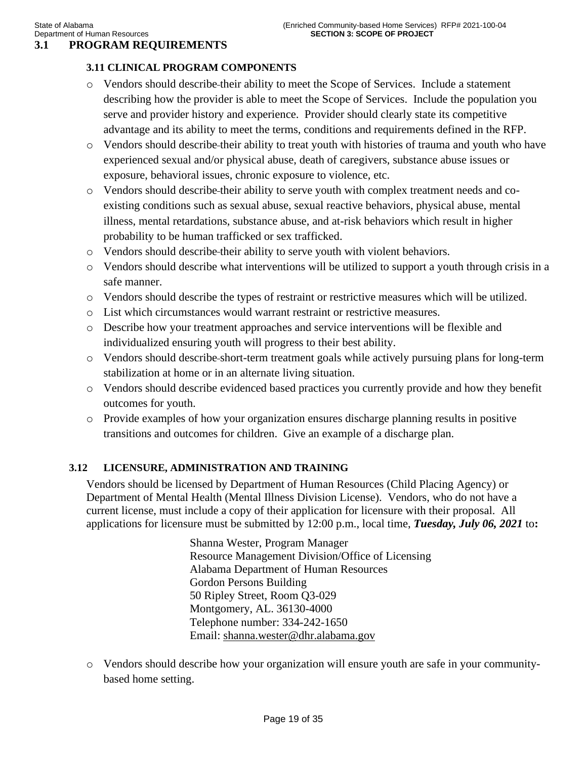## 3.1 PROGRAM REQUIREMENTS

### 3.11 CLINICAL PROGRAM COMPONENTS

- Vendors should describe their ability to meet the Scope of Services. Include a statement describing how the provider is able to meet the Scope of Services. Include the population you serve and provider history and experience. Provider should clearly state its competitive advantage and its ability to meet the terms, conditions and requirements defined in the RFP.
- Vendors should describe their ability to treat youth with histories of trauma and youth who have experienced sexual and/or physical abuse, death of caregivers, substance abuse issues or exposure, behavioral issues, chronic exposure to violence, etc.
- Vendors should describe their ability to serve youth with complex treatment needs and co-existing conditions such as sexual abuse, sexual reactive behaviors, physical abuse, mental illness, mental retardations, substance abuse, and at-risk behaviors which result in higher probability to be human trafficked or sex trafficked.
- Vendors should describe their ability to serve youth with violent behaviors.
- Vendors should describe what interventions will be utilized to support a youth through crisis in a safe manner.
- Vendors should describe the types of restraint or restrictive measures which will be utilized.
- List which circumstances would warrant restraint or restrictive measures.
- Describe how your treatment approaches and service interventions will be flexible and individualized ensuring youth will progress to their best ability.
- Vendors should describe short-term treatment goals while actively pursuing plans for long-term stabilization at home or in an alternate living situation.
- Vendors should describe evidenced based practices you currently provide and how they benefit outcomes for youth.
- Provide examples of how your organization ensures discharge planning results in positive transitions and outcomes for children. Give an example of a discharge plan.

### 3.12 LICENSURE, ADMINISTRATION AND TRAINING

Vendors should be licensed by Department of Human Resources (Child Placing Agency) or Department of Mental Health (Mental Illness Division License). Vendors, who do not have a current license, must include a copy of their application for licensure with their proposal. All applications for licensure must be submitted by 12:00 p.m., local time, ***Tuesday, July 06, 2021*** to**:**

Shanna Wester, Program Manager
Resource Management Division/Office of Licensing
Alabama Department of Human Resources
Gordon Persons Building
50 Ripley Street, Room Q3-029
Montgomery, AL. 36130-4000
Telephone number: 334-242-1650
Email: shanna.wester@dhr.alabama.gov

- Vendors should describe how your organization will ensure youth are safe in your community-based home setting.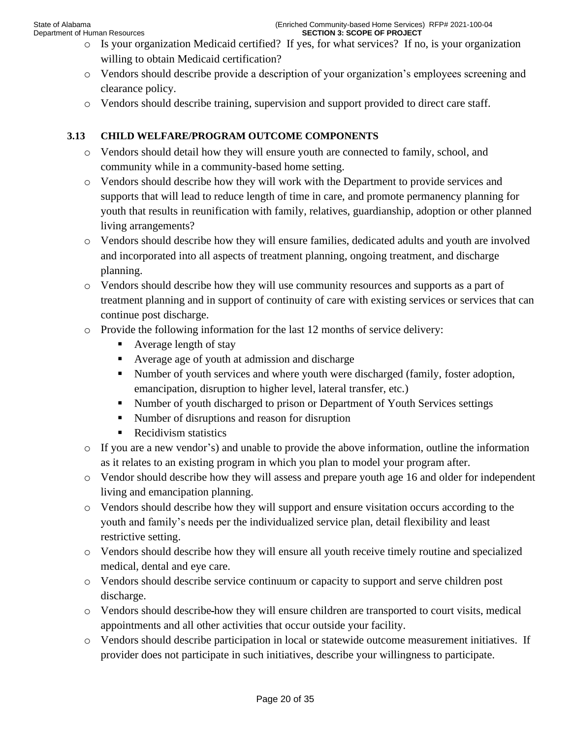- Is your organization Medicaid certified? If yes, for what services? If no, is your organization willing to obtain Medicaid certification?
- Vendors should describe provide a description of your organization's employees screening and clearance policy.
- Vendors should describe training, supervision and support provided to direct care staff.

### 3.13 CHILD WELFARE/PROGRAM OUTCOME COMPONENTS

- Vendors should detail how they will ensure youth are connected to family, school, and community while in a community-based home setting.
- Vendors should describe how they will work with the Department to provide services and supports that will lead to reduce length of time in care, and promote permanency planning for youth that results in reunification with family, relatives, guardianship, adoption or other planned living arrangements?
- Vendors should describe how they will ensure families, dedicated adults and youth are involved and incorporated into all aspects of treatment planning, ongoing treatment, and discharge planning.
- Vendors should describe how they will use community resources and supports as a part of treatment planning and in support of continuity of care with existing services or services that can continue post discharge.
- Provide the following information for the last 12 months of service delivery:
  - Average length of stay
  - Average age of youth at admission and discharge
  - Number of youth services and where youth were discharged (family, foster adoption, emancipation, disruption to higher level, lateral transfer, etc.)
  - Number of youth discharged to prison or Department of Youth Services settings
  - Number of disruptions and reason for disruption
  - Recidivism statistics
- If you are a new vendor's) and unable to provide the above information, outline the information as it relates to an existing program in which you plan to model your program after.
- Vendor should describe how they will assess and prepare youth age 16 and older for independent living and emancipation planning.
- Vendors should describe how they will support and ensure visitation occurs according to the youth and family's needs per the individualized service plan, detail flexibility and least restrictive setting.
- Vendors should describe how they will ensure all youth receive timely routine and specialized medical, dental and eye care.
- Vendors should describe service continuum or capacity to support and serve children post discharge.
- Vendors should describe how they will ensure children are transported to court visits, medical appointments and all other activities that occur outside your facility.
- Vendors should describe participation in local or statewide outcome measurement initiatives. If provider does not participate in such initiatives, describe your willingness to participate.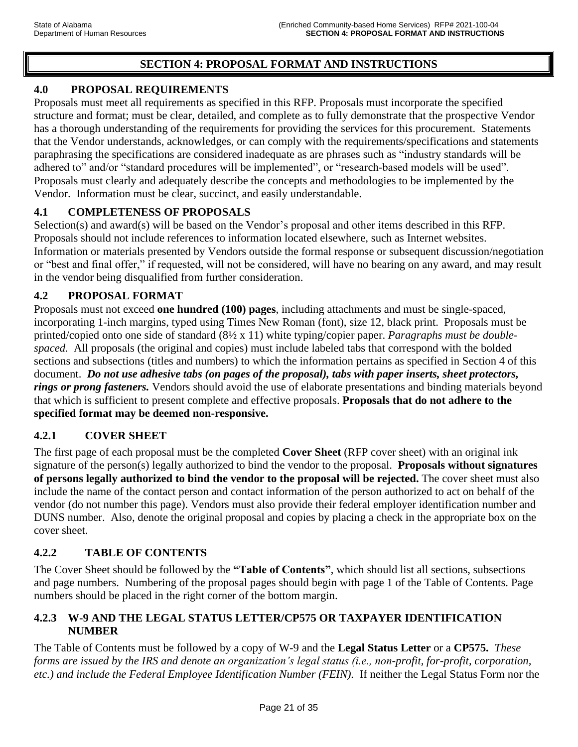# SECTION 4: PROPOSAL FORMAT AND INSTRUCTIONS

## 4.0 PROPOSAL REQUIREMENTS

Proposals must meet all requirements as specified in this RFP. Proposals must incorporate the specified structure and format; must be clear, detailed, and complete as to fully demonstrate that the prospective Vendor has a thorough understanding of the requirements for providing the services for this procurement. Statements that the Vendor understands, acknowledges, or can comply with the requirements/specifications and statements paraphrasing the specifications are considered inadequate as are phrases such as "industry standards will be adhered to" and/or "standard procedures will be implemented", or "research-based models will be used". Proposals must clearly and adequately describe the concepts and methodologies to be implemented by the Vendor. Information must be clear, succinct, and easily understandable.

## 4.1 COMPLETENESS OF PROPOSALS

Selection(s) and award(s) will be based on the Vendor's proposal and other items described in this RFP. Proposals should not include references to information located elsewhere, such as Internet websites. Information or materials presented by Vendors outside the formal response or subsequent discussion/negotiation or "best and final offer," if requested, will not be considered, will have no bearing on any award, and may result in the vendor being disqualified from further consideration.

## 4.2 PROPOSAL FORMAT

Proposals must not exceed **one hundred (100) pages**, including attachments and must be single-spaced, incorporating 1-inch margins, typed using Times New Roman (font), size 12, black print. Proposals must be printed/copied onto one side of standard (8½ x 11) white typing/copier paper. *Paragraphs must be double-spaced.* All proposals (the original and copies) must include labeled tabs that correspond with the bolded sections and subsections (titles and numbers) to which the information pertains as specified in Section 4 of this document. ***Do not use adhesive tabs (on pages of the proposal), tabs with paper inserts, sheet protectors, rings or prong fasteners.*** Vendors should avoid the use of elaborate presentations and binding materials beyond that which is sufficient to present complete and effective proposals. **Proposals that do not adhere to the specified format may be deemed non-responsive.**

### 4.2.1 COVER SHEET

The first page of each proposal must be the completed **Cover Sheet** (RFP cover sheet) with an original ink signature of the person(s) legally authorized to bind the vendor to the proposal. **Proposals without signatures of persons legally authorized to bind the vendor to the proposal will be rejected.** The cover sheet must also include the name of the contact person and contact information of the person authorized to act on behalf of the vendor (do not number this page). Vendors must also provide their federal employer identification number and DUNS number. Also, denote the original proposal and copies by placing a check in the appropriate box on the cover sheet.

### 4.2.2 TABLE OF CONTENTS

The Cover Sheet should be followed by the **"Table of Contents"**, which should list all sections, subsections and page numbers. Numbering of the proposal pages should begin with page 1 of the Table of Contents. Page numbers should be placed in the right corner of the bottom margin.

### 4.2.3 W-9 AND THE LEGAL STATUS LETTER/CP575 OR TAXPAYER IDENTIFICATION NUMBER

The Table of Contents must be followed by a copy of W-9 and the **Legal Status Letter** or a **CP575.** *These forms are issued by the IRS and denote an organization's legal status (i.e., non-profit, for-profit, corporation, etc.) and include the Federal Employee Identification Number (FEIN).* If neither the Legal Status Form nor the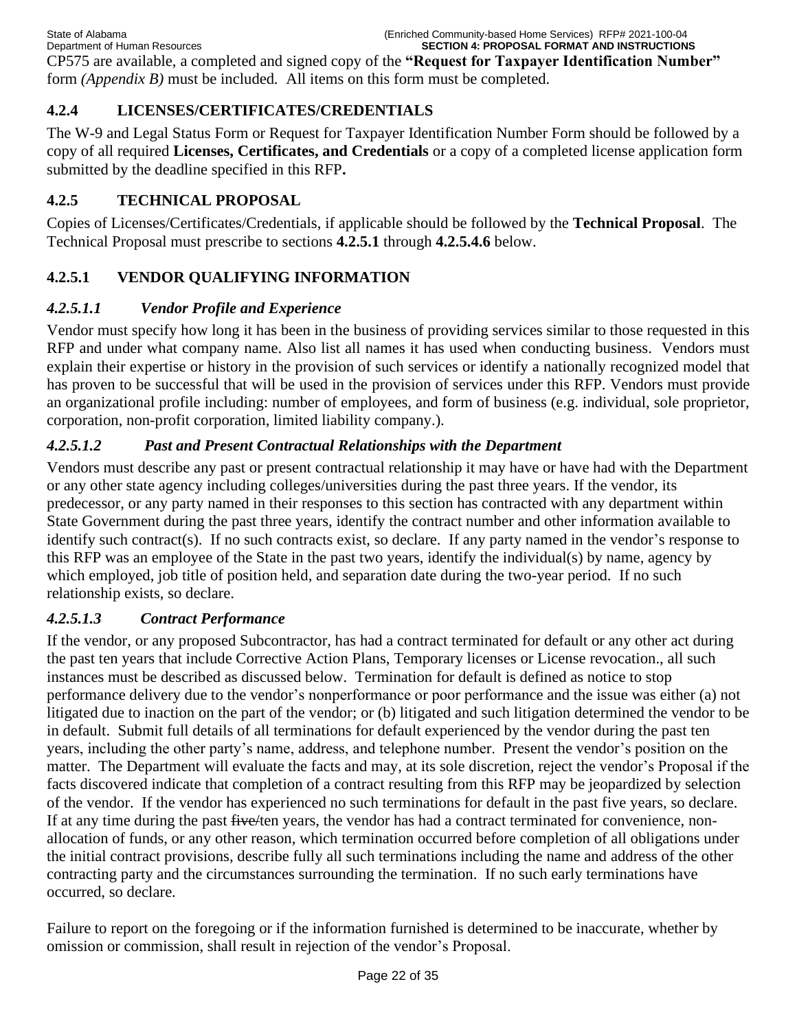CP575 are available, a completed and signed copy of the **"Request for Taxpayer Identification Number"** form *(Appendix B)* must be included. All items on this form must be completed.

### 4.2.4 LICENSES/CERTIFICATES/CREDENTIALS

The W-9 and Legal Status Form or Request for Taxpayer Identification Number Form should be followed by a copy of all required **Licenses, Certificates, and Credentials** or a copy of a completed license application form submitted by the deadline specified in this RFP**.**

### 4.2.5 TECHNICAL PROPOSAL

Copies of Licenses/Certificates/Credentials, if applicable should be followed by the **Technical Proposal**. The Technical Proposal must prescribe to sections **4.2.5.1** through **4.2.5.4.6** below.

### 4.2.5.1 VENDOR QUALIFYING INFORMATION

#### *4.2.5.1.1 Vendor Profile and Experience*

Vendor must specify how long it has been in the business of providing services similar to those requested in this RFP and under what company name. Also list all names it has used when conducting business. Vendors must explain their expertise or history in the provision of such services or identify a nationally recognized model that has proven to be successful that will be used in the provision of services under this RFP. Vendors must provide an organizational profile including: number of employees, and form of business (e.g. individual, sole proprietor, corporation, non-profit corporation, limited liability company.).

#### *4.2.5.1.2 Past and Present Contractual Relationships with the Department*

Vendors must describe any past or present contractual relationship it may have or have had with the Department or any other state agency including colleges/universities during the past three years. If the vendor, its predecessor, or any party named in their responses to this section has contracted with any department within State Government during the past three years, identify the contract number and other information available to identify such contract(s). If no such contracts exist, so declare. If any party named in the vendor's response to this RFP was an employee of the State in the past two years, identify the individual(s) by name, agency by which employed, job title of position held, and separation date during the two-year period. If no such relationship exists, so declare.

#### *4.2.5.1.3 Contract Performance*

If the vendor, or any proposed Subcontractor, has had a contract terminated for default or any other act during the past ten years that include Corrective Action Plans, Temporary licenses or License revocation., all such instances must be described as discussed below. Termination for default is defined as notice to stop performance delivery due to the vendor's nonperformance or poor performance and the issue was either (a) not litigated due to inaction on the part of the vendor; or (b) litigated and such litigation determined the vendor to be in default. Submit full details of all terminations for default experienced by the vendor during the past ten years, including the other party's name, address, and telephone number. Present the vendor's position on the matter. The Department will evaluate the facts and may, at its sole discretion, reject the vendor's Proposal if the facts discovered indicate that completion of a contract resulting from this RFP may be jeopardized by selection of the vendor. If the vendor has experienced no such terminations for default in the past five years, so declare. If at any time during the past ~~five~~/ten years, the vendor has had a contract terminated for convenience, non-allocation of funds, or any other reason, which termination occurred before completion of all obligations under the initial contract provisions, describe fully all such terminations including the name and address of the other contracting party and the circumstances surrounding the termination. If no such early terminations have occurred, so declare.

Failure to report on the foregoing or if the information furnished is determined to be inaccurate, whether by omission or commission, shall result in rejection of the vendor's Proposal.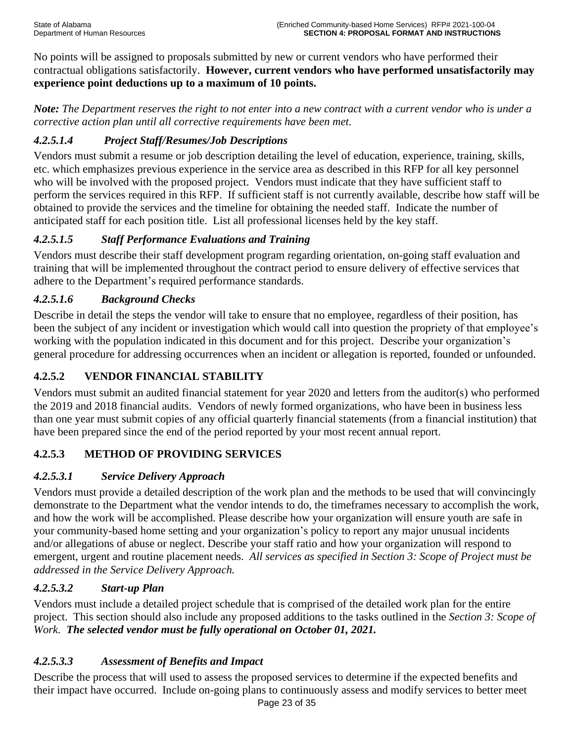No points will be assigned to proposals submitted by new or current vendors who have performed their contractual obligations satisfactorily. **However, current vendors who have performed unsatisfactorily may experience point deductions up to a maximum of 10 points.**

***Note:*** *The Department reserves the right to not enter into a new contract with a current vendor who is under a corrective action plan until all corrective requirements have been met.*

#### *4.2.5.1.4 Project Staff/Resumes/Job Descriptions*

Vendors must submit a resume or job description detailing the level of education, experience, training, skills, etc. which emphasizes previous experience in the service area as described in this RFP for all key personnel who will be involved with the proposed project. Vendors must indicate that they have sufficient staff to perform the services required in this RFP. If sufficient staff is not currently available, describe how staff will be obtained to provide the services and the timeline for obtaining the needed staff. Indicate the number of anticipated staff for each position title. List all professional licenses held by the key staff.

#### *4.2.5.1.5 Staff Performance Evaluations and Training*

Vendors must describe their staff development program regarding orientation, on-going staff evaluation and training that will be implemented throughout the contract period to ensure delivery of effective services that adhere to the Department's required performance standards.

#### *4.2.5.1.6 Background Checks*

Describe in detail the steps the vendor will take to ensure that no employee, regardless of their position, has been the subject of any incident or investigation which would call into question the propriety of that employee's working with the population indicated in this document and for this project. Describe your organization's general procedure for addressing occurrences when an incident or allegation is reported, founded or unfounded.

### 4.2.5.2 VENDOR FINANCIAL STABILITY

Vendors must submit an audited financial statement for year 2020 and letters from the auditor(s) who performed the 2019 and 2018 financial audits. Vendors of newly formed organizations, who have been in business less than one year must submit copies of any official quarterly financial statements (from a financial institution) that have been prepared since the end of the period reported by your most recent annual report.

### 4.2.5.3 METHOD OF PROVIDING SERVICES

#### *4.2.5.3.1 Service Delivery Approach*

Vendors must provide a detailed description of the work plan and the methods to be used that will convincingly demonstrate to the Department what the vendor intends to do, the timeframes necessary to accomplish the work, and how the work will be accomplished. Please describe how your organization will ensure youth are safe in your community-based home setting and your organization's policy to report any major unusual incidents and/or allegations of abuse or neglect. Describe your staff ratio and how your organization will respond to emergent, urgent and routine placement needs. *All services as specified in Section 3: Scope of Project must be addressed in the Service Delivery Approach.*

#### *4.2.5.3.2 Start-up Plan*

Vendors must include a detailed project schedule that is comprised of the detailed work plan for the entire project. This section should also include any proposed additions to the tasks outlined in the *Section 3: Scope of Work.* ***The selected vendor must be fully operational on October 01, 2021.***

#### *4.2.5.3.3 Assessment of Benefits and Impact*

Describe the process that will used to assess the proposed services to determine if the expected benefits and their impact have occurred. Include on-going plans to continuously assess and modify services to better meet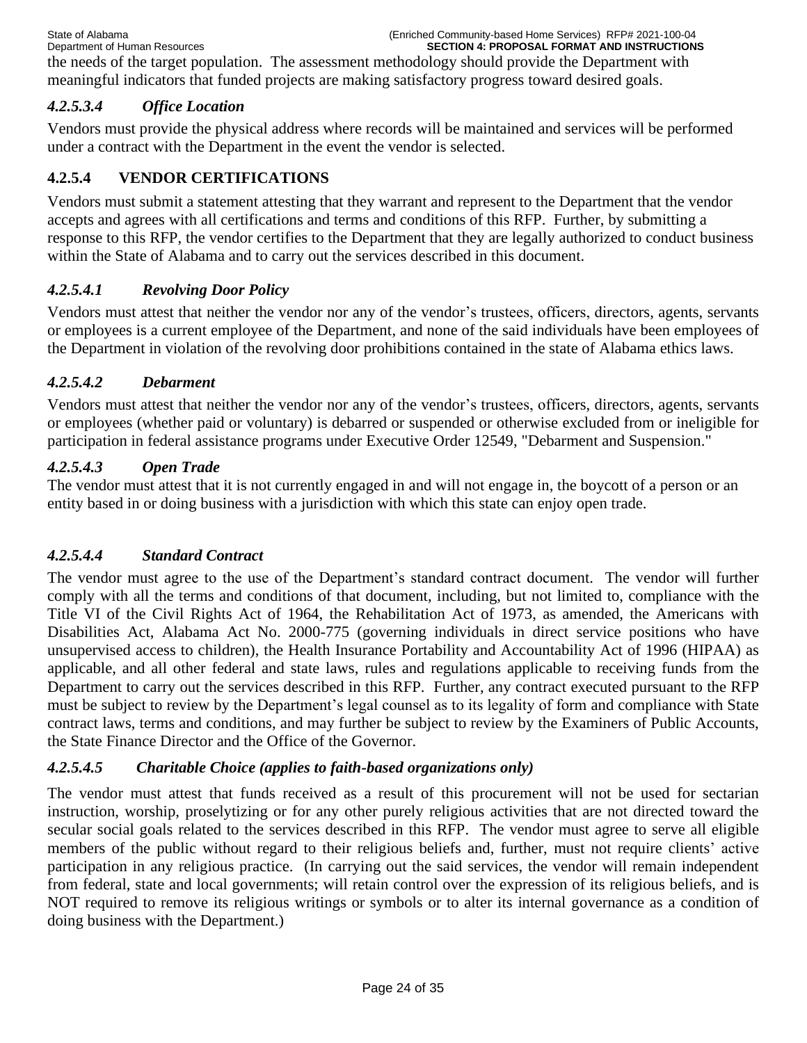the needs of the target population. The assessment methodology should provide the Department with meaningful indicators that funded projects are making satisfactory progress toward desired goals.

#### *4.2.5.3.4 Office Location*

Vendors must provide the physical address where records will be maintained and services will be performed under a contract with the Department in the event the vendor is selected.

### 4.2.5.4 VENDOR CERTIFICATIONS

Vendors must submit a statement attesting that they warrant and represent to the Department that the vendor accepts and agrees with all certifications and terms and conditions of this RFP. Further, by submitting a response to this RFP, the vendor certifies to the Department that they are legally authorized to conduct business within the State of Alabama and to carry out the services described in this document.

#### *4.2.5.4.1 Revolving Door Policy*

Vendors must attest that neither the vendor nor any of the vendor's trustees, officers, directors, agents, servants or employees is a current employee of the Department, and none of the said individuals have been employees of the Department in violation of the revolving door prohibitions contained in the state of Alabama ethics laws.

#### *4.2.5.4.2 Debarment*

Vendors must attest that neither the vendor nor any of the vendor's trustees, officers, directors, agents, servants or employees (whether paid or voluntary) is debarred or suspended or otherwise excluded from or ineligible for participation in federal assistance programs under Executive Order 12549, "Debarment and Suspension."

#### *4.2.5.4.3 Open Trade*

The vendor must attest that it is not currently engaged in and will not engage in, the boycott of a person or an entity based in or doing business with a jurisdiction with which this state can enjoy open trade.

#### *4.2.5.4.4 Standard Contract*

The vendor must agree to the use of the Department's standard contract document. The vendor will further comply with all the terms and conditions of that document, including, but not limited to, compliance with the Title VI of the Civil Rights Act of 1964, the Rehabilitation Act of 1973, as amended, the Americans with Disabilities Act, Alabama Act No. 2000-775 (governing individuals in direct service positions who have unsupervised access to children), the Health Insurance Portability and Accountability Act of 1996 (HIPAA) as applicable, and all other federal and state laws, rules and regulations applicable to receiving funds from the Department to carry out the services described in this RFP. Further, any contract executed pursuant to the RFP must be subject to review by the Department's legal counsel as to its legality of form and compliance with State contract laws, terms and conditions, and may further be subject to review by the Examiners of Public Accounts, the State Finance Director and the Office of the Governor.

#### *4.2.5.4.5 Charitable Choice (applies to faith-based organizations only)*

The vendor must attest that funds received as a result of this procurement will not be used for sectarian instruction, worship, proselytizing or for any other purely religious activities that are not directed toward the secular social goals related to the services described in this RFP. The vendor must agree to serve all eligible members of the public without regard to their religious beliefs and, further, must not require clients' active participation in any religious practice. (In carrying out the said services, the vendor will remain independent from federal, state and local governments; will retain control over the expression of its religious beliefs, and is NOT required to remove its religious writings or symbols or to alter its internal governance as a condition of doing business with the Department.)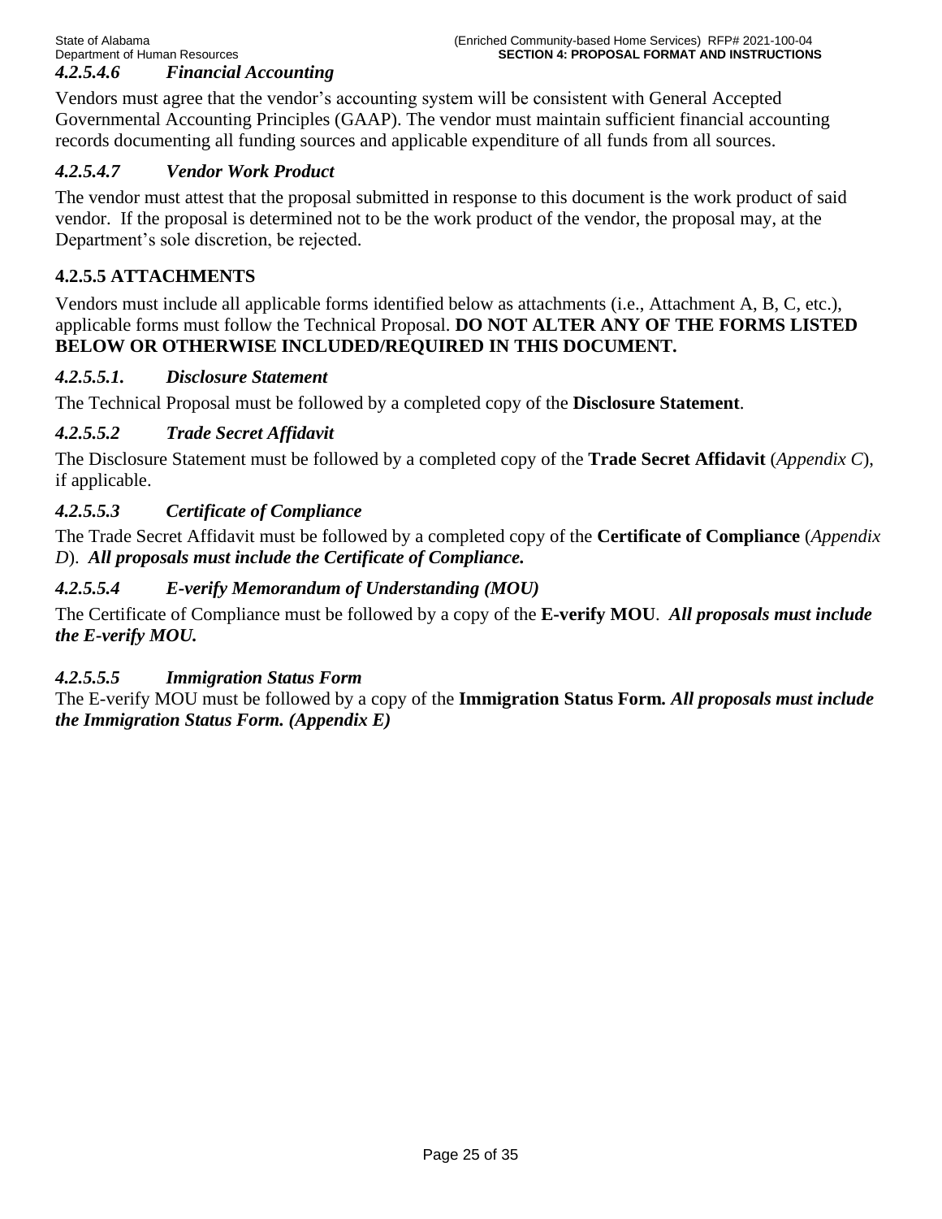#### *4.2.5.4.6 Financial Accounting*

Vendors must agree that the vendor's accounting system will be consistent with General Accepted Governmental Accounting Principles (GAAP). The vendor must maintain sufficient financial accounting records documenting all funding sources and applicable expenditure of all funds from all sources.

#### *4.2.5.4.7 Vendor Work Product*

The vendor must attest that the proposal submitted in response to this document is the work product of said vendor. If the proposal is determined not to be the work product of the vendor, the proposal may, at the Department's sole discretion, be rejected.

### 4.2.5.5 ATTACHMENTS

Vendors must include all applicable forms identified below as attachments (i.e., Attachment A, B, C, etc.), applicable forms must follow the Technical Proposal. **DO NOT ALTER ANY OF THE FORMS LISTED BELOW OR OTHERWISE INCLUDED/REQUIRED IN THIS DOCUMENT.**

#### *4.2.5.5.1. Disclosure Statement*

The Technical Proposal must be followed by a completed copy of the **Disclosure Statement**.

#### *4.2.5.5.2 Trade Secret Affidavit*

The Disclosure Statement must be followed by a completed copy of the **Trade Secret Affidavit** (*Appendix C*), if applicable.

#### *4.2.5.5.3 Certificate of Compliance*

The Trade Secret Affidavit must be followed by a completed copy of the **Certificate of Compliance** (*Appendix D*). ***All proposals must include the Certificate of Compliance.***

#### *4.2.5.5.4 E-verify Memorandum of Understanding (MOU)*

The Certificate of Compliance must be followed by a copy of the **E-verify MOU**. ***All proposals must include the E-verify MOU.***

#### *4.2.5.5.5 Immigration Status Form*

The E-verify MOU must be followed by a copy of the **Immigration Status Form.** ***All proposals must include the Immigration Status Form. (Appendix E)***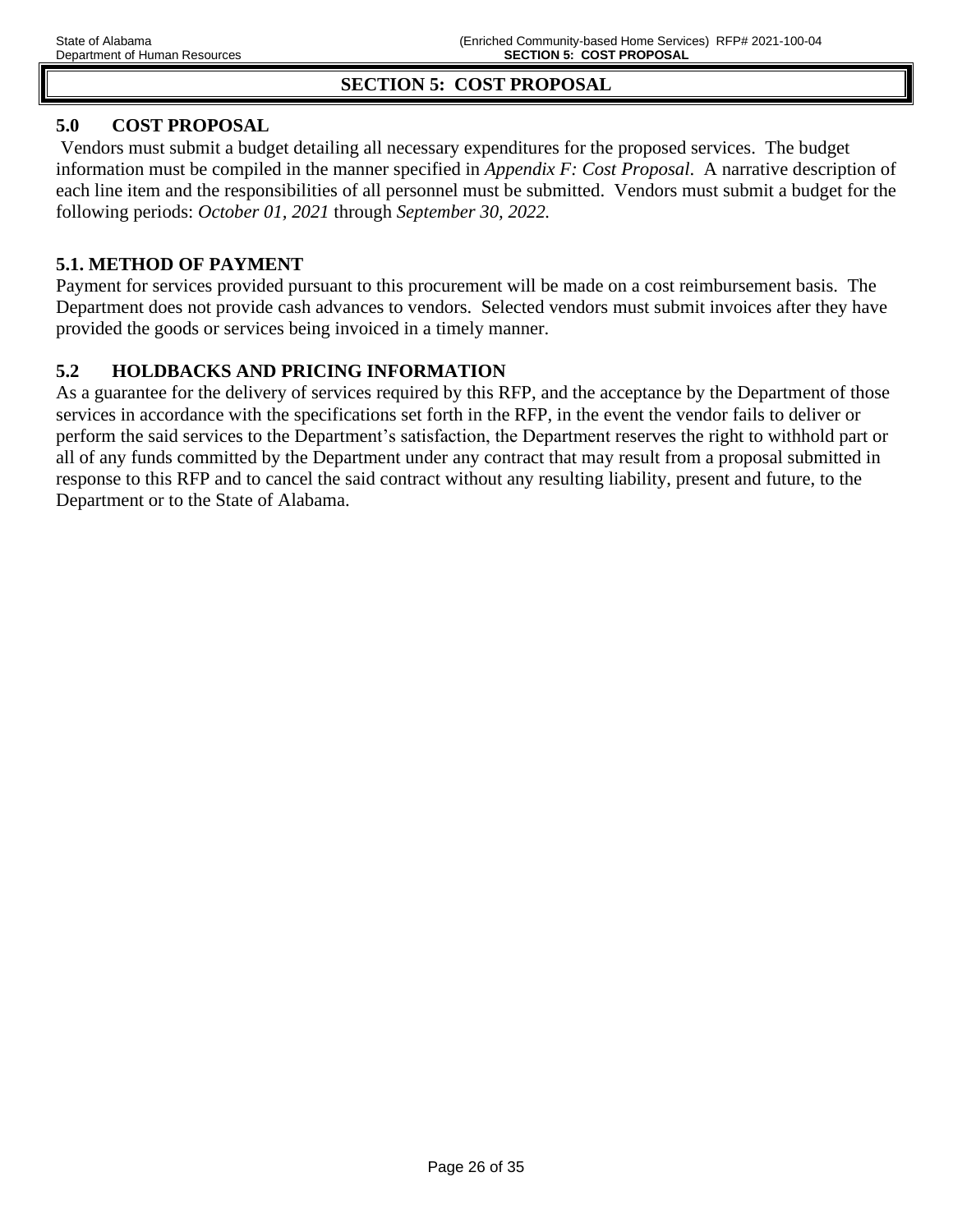# SECTION 5: COST PROPOSAL

## 5.0 COST PROPOSAL

Vendors must submit a budget detailing all necessary expenditures for the proposed services. The budget information must be compiled in the manner specified in *Appendix F: Cost Proposal*. A narrative description of each line item and the responsibilities of all personnel must be submitted. Vendors must submit a budget for the following periods: *October 01, 2021* through *September 30, 2022.*

## 5.1. METHOD OF PAYMENT

Payment for services provided pursuant to this procurement will be made on a cost reimbursement basis. The Department does not provide cash advances to vendors. Selected vendors must submit invoices after they have provided the goods or services being invoiced in a timely manner.

## 5.2 HOLDBACKS AND PRICING INFORMATION

As a guarantee for the delivery of services required by this RFP, and the acceptance by the Department of those services in accordance with the specifications set forth in the RFP, in the event the vendor fails to deliver or perform the said services to the Department's satisfaction, the Department reserves the right to withhold part or all of any funds committed by the Department under any contract that may result from a proposal submitted in response to this RFP and to cancel the said contract without any resulting liability, present and future, to the Department or to the State of Alabama.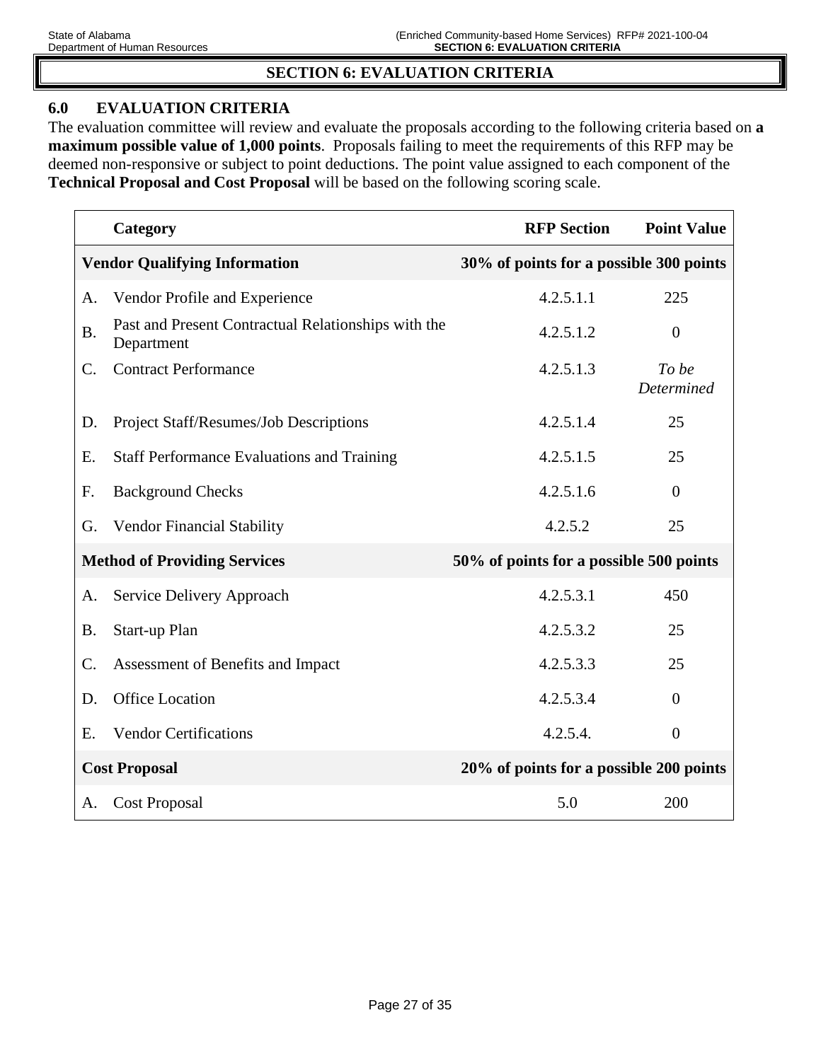# SECTION 6: EVALUATION CRITERIA

## 6.0 EVALUATION CRITERIA

The evaluation committee will review and evaluate the proposals according to the following criteria based on **a maximum possible value of 1,000 points**. Proposals failing to meet the requirements of this RFP may be deemed non-responsive or subject to point deductions. The point value assigned to each component of the **Technical Proposal and Cost Proposal** will be based on the following scoring scale.

| | Category | RFP Section | Point Value |
|---|---|---|---|
| **Vendor Qualifying Information** | | **30% of points for a possible 300 points** | |
| A. | Vendor Profile and Experience | 4.2.5.1.1 | 225 |
| B. | Past and Present Contractual Relationships with the Department | 4.2.5.1.2 | 0 |
| C. | Contract Performance | 4.2.5.1.3 | *To be Determined* |
| D. | Project Staff/Resumes/Job Descriptions | 4.2.5.1.4 | 25 |
| E. | Staff Performance Evaluations and Training | 4.2.5.1.5 | 25 |
| F. | Background Checks | 4.2.5.1.6 | 0 |
| G. | Vendor Financial Stability | 4.2.5.2 | 25 |
| **Method of Providing Services** | | **50% of points for a possible 500 points** | |
| A. | Service Delivery Approach | 4.2.5.3.1 | 450 |
| B. | Start-up Plan | 4.2.5.3.2 | 25 |
| C. | Assessment of Benefits and Impact | 4.2.5.3.3 | 25 |
| D. | Office Location | 4.2.5.3.4 | 0 |
| E. | Vendor Certifications | 4.2.5.4. | 0 |
| **Cost Proposal** | | **20% of points for a possible 200 points** | |
| A. | Cost Proposal | 5.0 | 200 |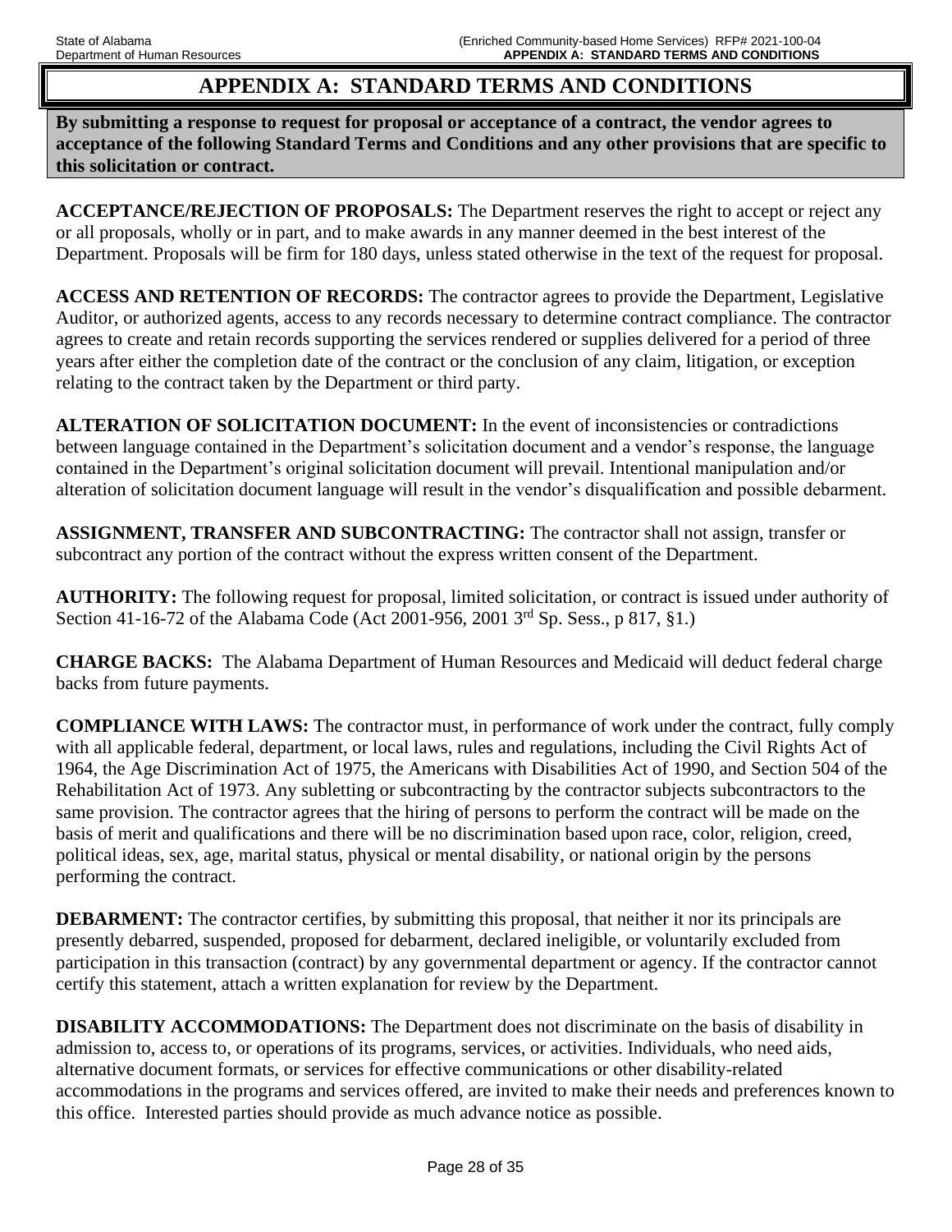# APPENDIX A: STANDARD TERMS AND CONDITIONS

**By submitting a response to request for proposal or acceptance of a contract, the vendor agrees to acceptance of the following Standard Terms and Conditions and any other provisions that are specific to this solicitation or contract.**

**ACCEPTANCE/REJECTION OF PROPOSALS:** The Department reserves the right to accept or reject any or all proposals, wholly or in part, and to make awards in any manner deemed in the best interest of the Department. Proposals will be firm for 180 days, unless stated otherwise in the text of the request for proposal.

**ACCESS AND RETENTION OF RECORDS:** The contractor agrees to provide the Department, Legislative Auditor, or authorized agents, access to any records necessary to determine contract compliance. The contractor agrees to create and retain records supporting the services rendered or supplies delivered for a period of three years after either the completion date of the contract or the conclusion of any claim, litigation, or exception relating to the contract taken by the Department or third party.

**ALTERATION OF SOLICITATION DOCUMENT:** In the event of inconsistencies or contradictions between language contained in the Department's solicitation document and a vendor's response, the language contained in the Department's original solicitation document will prevail. Intentional manipulation and/or alteration of solicitation document language will result in the vendor's disqualification and possible debarment.

**ASSIGNMENT, TRANSFER AND SUBCONTRACTING:** The contractor shall not assign, transfer or subcontract any portion of the contract without the express written consent of the Department.

**AUTHORITY:** The following request for proposal, limited solicitation, or contract is issued under authority of Section 41-16-72 of the Alabama Code (Act 2001-956, 2001 3rd Sp. Sess., p 817, §1.)

**CHARGE BACKS:** The Alabama Department of Human Resources and Medicaid will deduct federal charge backs from future payments.

**COMPLIANCE WITH LAWS:** The contractor must, in performance of work under the contract, fully comply with all applicable federal, department, or local laws, rules and regulations, including the Civil Rights Act of 1964, the Age Discrimination Act of 1975, the Americans with Disabilities Act of 1990, and Section 504 of the Rehabilitation Act of 1973. Any subletting or subcontracting by the contractor subjects subcontractors to the same provision. The contractor agrees that the hiring of persons to perform the contract will be made on the basis of merit and qualifications and there will be no discrimination based upon race, color, religion, creed, political ideas, sex, age, marital status, physical or mental disability, or national origin by the persons performing the contract.

**DEBARMENT:** The contractor certifies, by submitting this proposal, that neither it nor its principals are presently debarred, suspended, proposed for debarment, declared ineligible, or voluntarily excluded from participation in this transaction (contract) by any governmental department or agency. If the contractor cannot certify this statement, attach a written explanation for review by the Department.

**DISABILITY ACCOMMODATIONS:** The Department does not discriminate on the basis of disability in admission to, access to, or operations of its programs, services, or activities. Individuals, who need aids, alternative document formats, or services for effective communications or other disability-related accommodations in the programs and services offered, are invited to make their needs and preferences known to this office. Interested parties should provide as much advance notice as possible.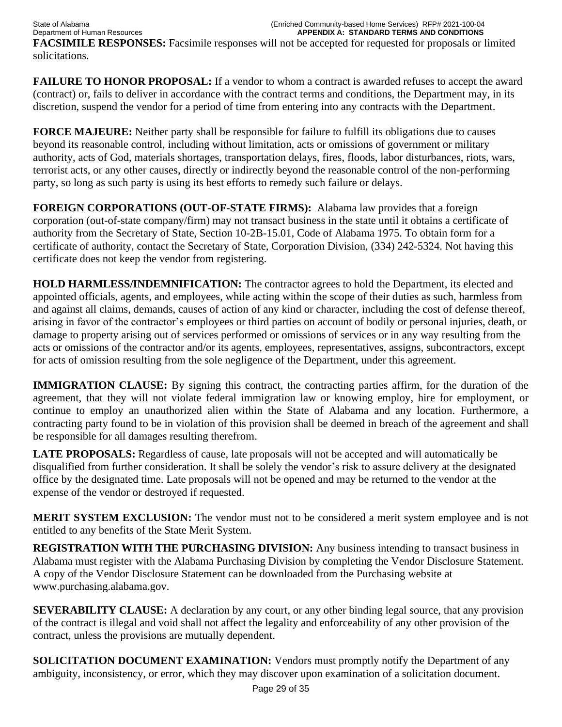**FACSIMILE RESPONSES:** Facsimile responses will not be accepted for requested for proposals or limited solicitations.

**FAILURE TO HONOR PROPOSAL:** If a vendor to whom a contract is awarded refuses to accept the award (contract) or, fails to deliver in accordance with the contract terms and conditions, the Department may, in its discretion, suspend the vendor for a period of time from entering into any contracts with the Department.

**FORCE MAJEURE:** Neither party shall be responsible for failure to fulfill its obligations due to causes beyond its reasonable control, including without limitation, acts or omissions of government or military authority, acts of God, materials shortages, transportation delays, fires, floods, labor disturbances, riots, wars, terrorist acts, or any other causes, directly or indirectly beyond the reasonable control of the non-performing party, so long as such party is using its best efforts to remedy such failure or delays.

**FOREIGN CORPORATIONS (OUT-OF-STATE FIRMS):** Alabama law provides that a foreign corporation (out-of-state company/firm) may not transact business in the state until it obtains a certificate of authority from the Secretary of State, Section 10-2B-15.01, Code of Alabama 1975. To obtain form for a certificate of authority, contact the Secretary of State, Corporation Division, (334) 242-5324. Not having this certificate does not keep the vendor from registering.

**HOLD HARMLESS/INDEMNIFICATION:** The contractor agrees to hold the Department, its elected and appointed officials, agents, and employees, while acting within the scope of their duties as such, harmless from and against all claims, demands, causes of action of any kind or character, including the cost of defense thereof, arising in favor of the contractor's employees or third parties on account of bodily or personal injuries, death, or damage to property arising out of services performed or omissions of services or in any way resulting from the acts or omissions of the contractor and/or its agents, employees, representatives, assigns, subcontractors, except for acts of omission resulting from the sole negligence of the Department, under this agreement.

**IMMIGRATION CLAUSE:** By signing this contract, the contracting parties affirm, for the duration of the agreement, that they will not violate federal immigration law or knowing employ, hire for employment, or continue to employ an unauthorized alien within the State of Alabama and any location. Furthermore, a contracting party found to be in violation of this provision shall be deemed in breach of the agreement and shall be responsible for all damages resulting therefrom.

**LATE PROPOSALS:** Regardless of cause, late proposals will not be accepted and will automatically be disqualified from further consideration. It shall be solely the vendor's risk to assure delivery at the designated office by the designated time. Late proposals will not be opened and may be returned to the vendor at the expense of the vendor or destroyed if requested.

**MERIT SYSTEM EXCLUSION:** The vendor must not to be considered a merit system employee and is not entitled to any benefits of the State Merit System.

**REGISTRATION WITH THE PURCHASING DIVISION:** Any business intending to transact business in Alabama must register with the Alabama Purchasing Division by completing the Vendor Disclosure Statement. A copy of the Vendor Disclosure Statement can be downloaded from the Purchasing website at www.purchasing.alabama.gov.

**SEVERABILITY CLAUSE:** A declaration by any court, or any other binding legal source, that any provision of the contract is illegal and void shall not affect the legality and enforceability of any other provision of the contract, unless the provisions are mutually dependent.

**SOLICITATION DOCUMENT EXAMINATION:** Vendors must promptly notify the Department of any ambiguity, inconsistency, or error, which they may discover upon examination of a solicitation document.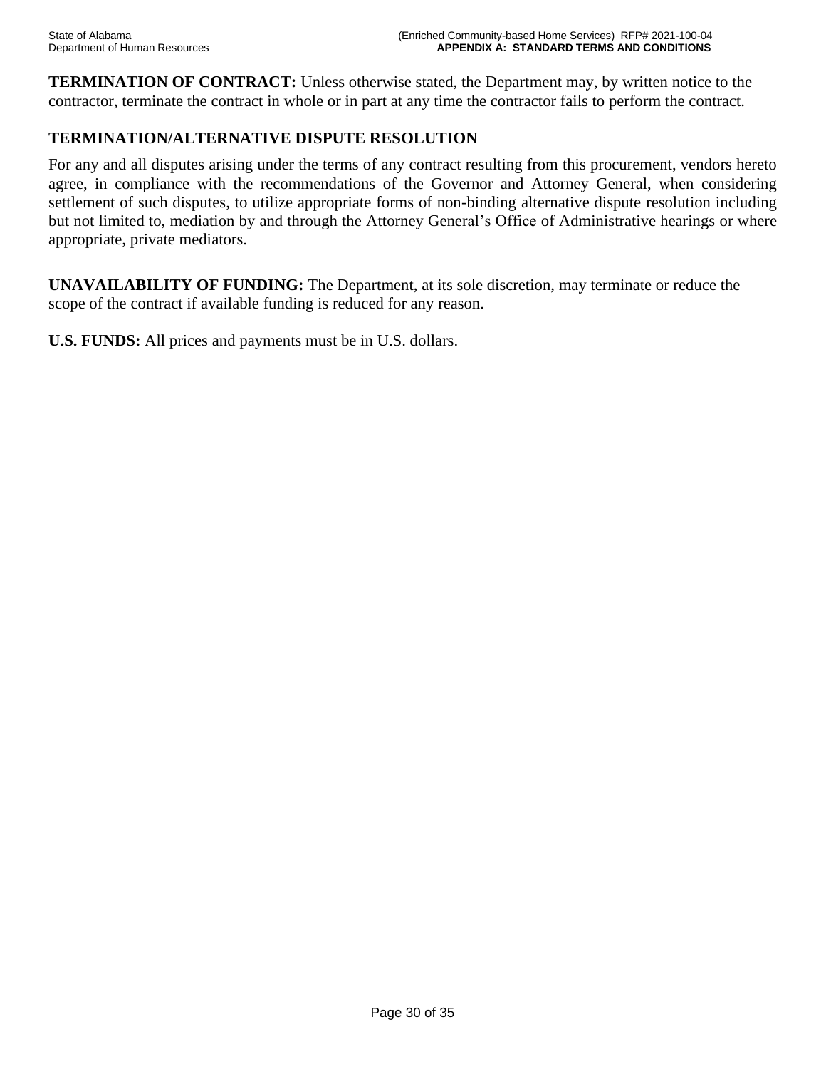**TERMINATION OF CONTRACT:** Unless otherwise stated, the Department may, by written notice to the contractor, terminate the contract in whole or in part at any time the contractor fails to perform the contract.

**TERMINATION/ALTERNATIVE DISPUTE RESOLUTION**

For any and all disputes arising under the terms of any contract resulting from this procurement, vendors hereto agree, in compliance with the recommendations of the Governor and Attorney General, when considering settlement of such disputes, to utilize appropriate forms of non-binding alternative dispute resolution including but not limited to, mediation by and through the Attorney General's Office of Administrative hearings or where appropriate, private mediators.

**UNAVAILABILITY OF FUNDING:** The Department, at its sole discretion, may terminate or reduce the scope of the contract if available funding is reduced for any reason.

**U.S. FUNDS:** All prices and payments must be in U.S. dollars.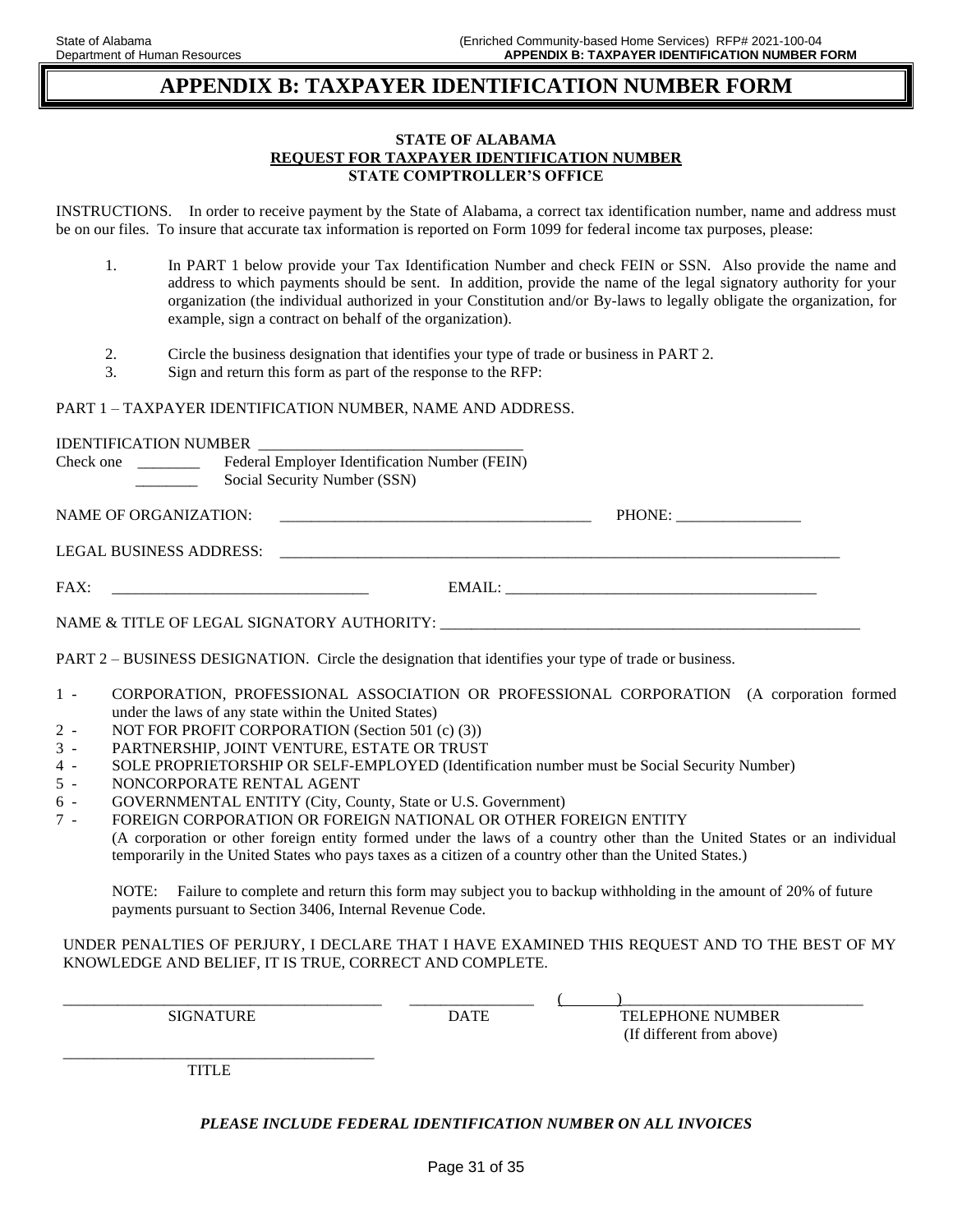# APPENDIX B: TAXPAYER IDENTIFICATION NUMBER FORM

**STATE OF ALABAMA**
**REQUEST FOR TAXPAYER IDENTIFICATION NUMBER**
**STATE COMPTROLLER'S OFFICE**

INSTRUCTIONS. In order to receive payment by the State of Alabama, a correct tax identification number, name and address must be on our files. To insure that accurate tax information is reported on Form 1099 for federal income tax purposes, please:

1. In PART 1 below provide your Tax Identification Number and check FEIN or SSN. Also provide the name and address to which payments should be sent. In addition, provide the name of the legal signatory authority for your organization (the individual authorized in your Constitution and/or By-laws to legally obligate the organization, for example, sign a contract on behalf of the organization).

2. Circle the business designation that identifies your type of trade or business in PART 2.
3. Sign and return this form as part of the response to the RFP:

PART 1 – TAXPAYER IDENTIFICATION NUMBER, NAME AND ADDRESS.

IDENTIFICATION NUMBER ___________________________________

Check one ________ Federal Employer Identification Number (FEIN)
________ Social Security Number (SSN)

NAME OF ORGANIZATION: ________________________________________ PHONE: ________________

LEGAL BUSINESS ADDRESS: ____________________________________________________________________________

FAX: _________________________________ EMAIL: ________________________________________

NAME & TITLE OF LEGAL SIGNATORY AUTHORITY: ________________________________________________________

PART 2 – BUSINESS DESIGNATION. Circle the designation that identifies your type of trade or business.

1 - CORPORATION, PROFESSIONAL ASSOCIATION OR PROFESSIONAL CORPORATION (A corporation formed under the laws of any state within the United States)
2 - NOT FOR PROFIT CORPORATION (Section 501 (c) (3))
3 - PARTNERSHIP, JOINT VENTURE, ESTATE OR TRUST
4 - SOLE PROPRIETORSHIP OR SELF-EMPLOYED (Identification number must be Social Security Number)
5 - NONCORPORATE RENTAL AGENT
6 - GOVERNMENTAL ENTITY (City, County, State or U.S. Government)
7 - FOREIGN CORPORATION OR FOREIGN NATIONAL OR OTHER FOREIGN ENTITY
(A corporation or other foreign entity formed under the laws of a country other than the United States or an individual temporarily in the United States who pays taxes as a citizen of a country other than the United States.)

NOTE: Failure to complete and return this form may subject you to backup withholding in the amount of 20% of future payments pursuant to Section 3406, Internal Revenue Code.

UNDER PENALTIES OF PERJURY, I DECLARE THAT I HAVE EXAMINED THIS REQUEST AND TO THE BEST OF MY KNOWLEDGE AND BELIEF, IT IS TRUE, CORRECT AND COMPLETE.

__________________________________________ ________________ (_______)________________________________

SIGNATURE DATE TELEPHONE NUMBER (If different from above)

__________________________________________

TITLE

***PLEASE INCLUDE FEDERAL IDENTIFICATION NUMBER ON ALL INVOICES***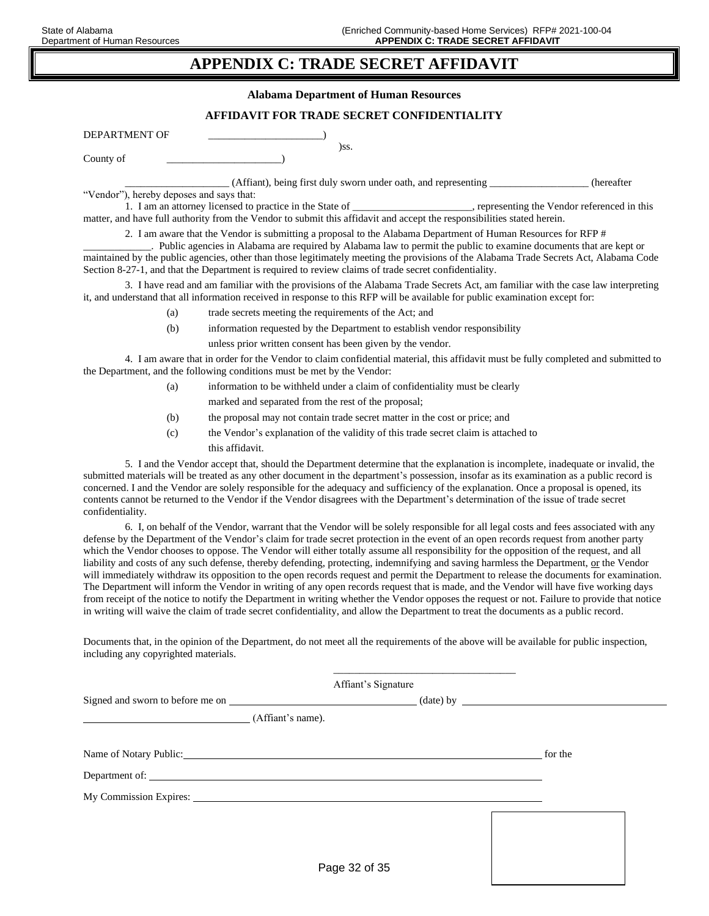# APPENDIX C: TRADE SECRET AFFIDAVIT

**Alabama Department of Human Resources**

**AFFIDAVIT FOR TRADE SECRET CONFIDENTIALITY**

DEPARTMENT OF ______________________)
)ss.
County of ______________________)

____________________ (Affiant), being first duly sworn under oath, and representing ___________________ (hereafter "Vendor"), hereby deposes and says that:

1. I am an attorney licensed to practice in the State of _______________________, representing the Vendor referenced in this matter, and have full authority from the Vendor to submit this affidavit and accept the responsibilities stated herein.

2. I am aware that the Vendor is submitting a proposal to the Alabama Department of Human Resources for RFP # _____________. Public agencies in Alabama are required by Alabama law to permit the public to examine documents that are kept or maintained by the public agencies, other than those legitimately meeting the provisions of the Alabama Trade Secrets Act, Alabama Code Section 8-27-1, and that the Department is required to review claims of trade secret confidentiality.

3. I have read and am familiar with the provisions of the Alabama Trade Secrets Act, am familiar with the case law interpreting it, and understand that all information received in response to this RFP will be available for public examination except for:

(a) trade secrets meeting the requirements of the Act; and

(b) information requested by the Department to establish vendor responsibility unless prior written consent has been given by the vendor.

4. I am aware that in order for the Vendor to claim confidential material, this affidavit must be fully completed and submitted to the Department, and the following conditions must be met by the Vendor:

(a) information to be withheld under a claim of confidentiality must be clearly marked and separated from the rest of the proposal;

(b) the proposal may not contain trade secret matter in the cost or price; and

(c) the Vendor's explanation of the validity of this trade secret claim is attached to this affidavit.

5. I and the Vendor accept that, should the Department determine that the explanation is incomplete, inadequate or invalid, the submitted materials will be treated as any other document in the department's possession, insofar as its examination as a public record is concerned. I and the Vendor are solely responsible for the adequacy and sufficiency of the explanation. Once a proposal is opened, its contents cannot be returned to the Vendor if the Vendor disagrees with the Department's determination of the issue of trade secret confidentiality.

6. I, on behalf of the Vendor, warrant that the Vendor will be solely responsible for all legal costs and fees associated with any defense by the Department of the Vendor's claim for trade secret protection in the event of an open records request from another party which the Vendor chooses to oppose. The Vendor will either totally assume all responsibility for the opposition of the request, and all liability and costs of any such defense, thereby defending, protecting, indemnifying and saving harmless the Department, or the Vendor will immediately withdraw its opposition to the open records request and permit the Department to release the documents for examination. The Department will inform the Vendor in writing of any open records request that is made, and the Vendor will have five working days from receipt of the notice to notify the Department in writing whether the Vendor opposes the request or not. Failure to provide that notice in writing will waive the claim of trade secret confidentiality, and allow the Department to treat the documents as a public record.

Documents that, in the opinion of the Department, do not meet all the requirements of the above will be available for public inspection, including any copyrighted materials.

__________________________________
Affiant's Signature

Signed and sworn to before me on ______________________ (date) by ______________________

______________________ (Affiant's name).

Name of Notary Public: ______________________ for the

Department of: ______________________

My Commission Expires: ______________________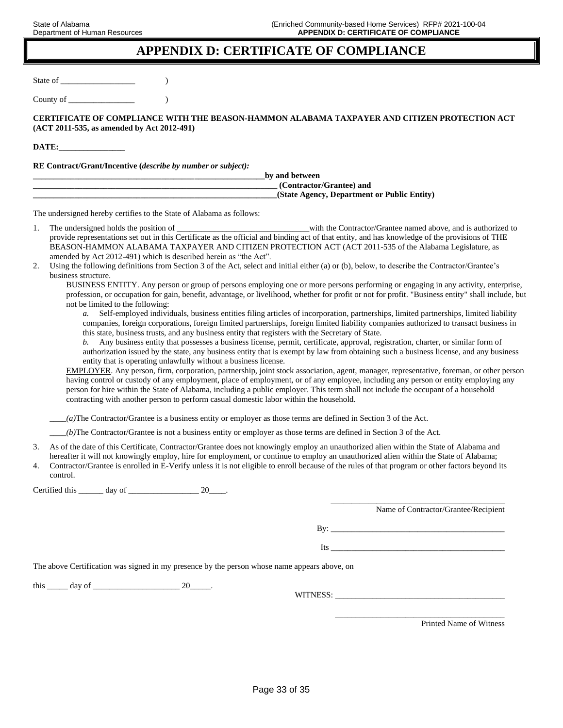# APPENDIX D: CERTIFICATE OF COMPLIANCE

State of __________________ )

County of ________________ )

**CERTIFICATE OF COMPLIANCE WITH THE BEASON-HAMMON ALABAMA TAXPAYER AND CITIZEN PROTECTION ACT (ACT 2011-535, as amended by Act 2012-491)**

**DATE:________________**

**RE Contract/Grant/Incentive (*describe by number or subject):***

**_________________________________________________________by and between**
**_____________________________________________________________ (Contractor/Grantee) and**
**______________________________________________________________(State Agency, Department or Public Entity)**

The undersigned hereby certifies to the State of Alabama as follows:

1. The undersigned holds the position of ________________________________with the Contractor/Grantee named above, and is authorized to provide representations set out in this Certificate as the official and binding act of that entity, and has knowledge of the provisions of THE BEASON-HAMMON ALABAMA TAXPAYER AND CITIZEN PROTECTION ACT (ACT 2011-535 of the Alabama Legislature, as amended by Act 2012-491) which is described herein as "the Act".
2. Using the following definitions from Section 3 of the Act, select and initial either (a) or (b), below, to describe the Contractor/Grantee's business structure.

   BUSINESS ENTITY. Any person or group of persons employing one or more persons performing or engaging in any activity, enterprise, profession, or occupation for gain, benefit, advantage, or livelihood, whether for profit or not for profit. "Business entity" shall include, but not be limited to the following:

   *a.* Self-employed individuals, business entities filing articles of incorporation, partnerships, limited partnerships, limited liability companies, foreign corporations, foreign limited partnerships, foreign limited liability companies authorized to transact business in this state, business trusts, and any business entity that registers with the Secretary of State.

   *b.* Any business entity that possesses a business license, permit, certificate, approval, registration, charter, or similar form of authorization issued by the state, any business entity that is exempt by law from obtaining such a business license, and any business entity that is operating unlawfully without a business license.

   EMPLOYER. Any person, firm, corporation, partnership, joint stock association, agent, manager, representative, foreman, or other person having control or custody of any employment, place of employment, or of any employee, including any person or entity employing any person for hire within the State of Alabama, including a public employer. This term shall not include the occupant of a household contracting with another person to perform casual domestic labor within the household.

   ____*(a)*The Contractor/Grantee is a business entity or employer as those terms are defined in Section 3 of the Act.

   ____*(b)*The Contractor/Grantee is not a business entity or employer as those terms are defined in Section 3 of the Act.

3. As of the date of this Certificate, Contractor/Grantee does not knowingly employ an unauthorized alien within the State of Alabama and hereafter it will not knowingly employ, hire for employment, or continue to employ an unauthorized alien within the State of Alabama;
4. Contractor/Grantee is enrolled in E-Verify unless it is not eligible to enroll because of the rules of that program or other factors beyond its control.

Certified this ______ day of _________________ 20____.

____________________________________________
Name of Contractor/Grantee/Recipient

By: ___________________________________________

Its ___________________________________________

The above Certification was signed in my presence by the person whose name appears above, on

this _____ day of _____________________ 20_____.

WITNESS: _________________________________________

_________________________________________
Printed Name of Witness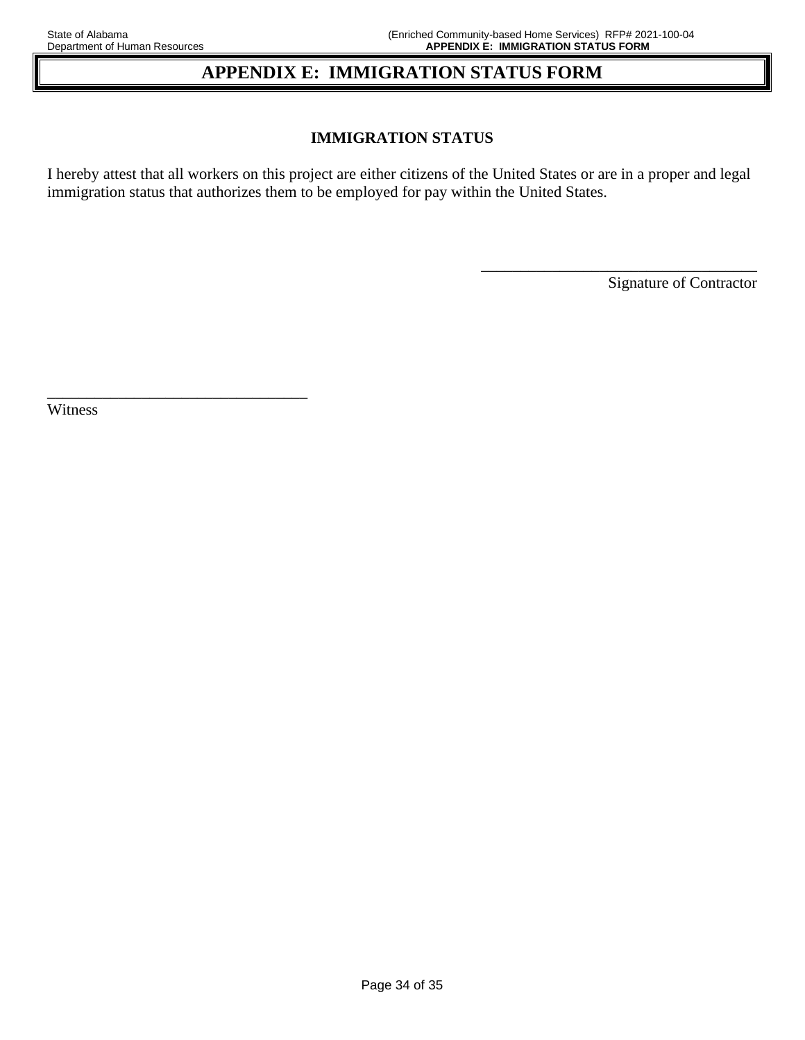# APPENDIX E: IMMIGRATION STATUS FORM

## IMMIGRATION STATUS

I hereby attest that all workers on this project are either citizens of the United States or are in a proper and legal immigration status that authorizes them to be employed for pay within the United States.

\_\_\_\_\_\_\_\_\_\_\_\_\_\_\_\_\_\_\_\_\_\_\_\_\_\_\_\_\_\_\_\_\_\_\_
Signature of Contractor

\_\_\_\_\_\_\_\_\_\_\_\_\_\_\_\_\_\_\_\_\_\_\_\_\_\_\_\_\_\_\_\_\_\_\_
Witness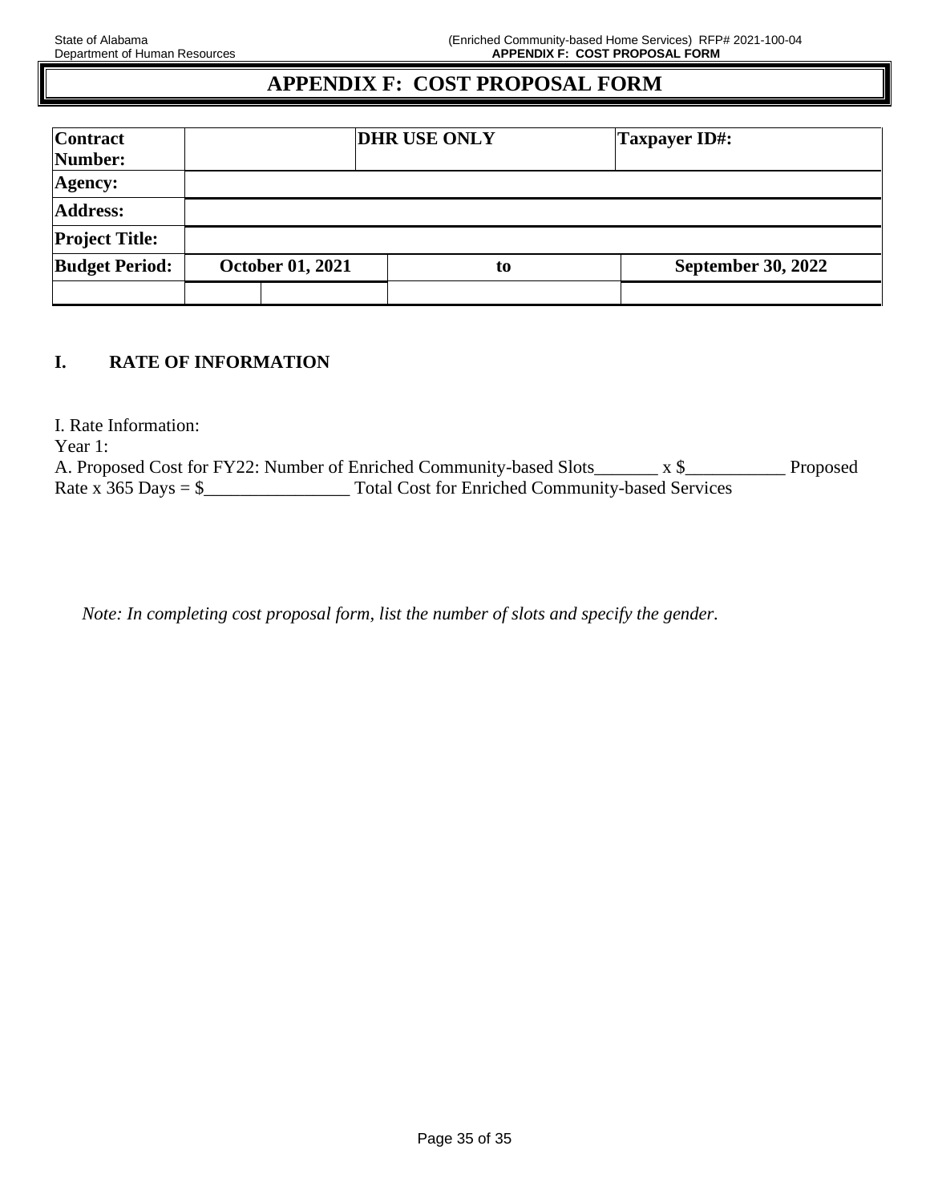# APPENDIX F: COST PROPOSAL FORM

| | | | | |
|---|---|---|---|---|
| **Contract Number:** | | **DHR USE ONLY** | | **Taxpayer ID#:** |
| **Agency:** | | | | |
| **Address:** | | | | |
| **Project Title:** | | | | |
| **Budget Period:** | **October 01, 2021** | | **to** | **September 30, 2022** |
| | | | | |

## I. RATE OF INFORMATION

I. Rate Information:

Year 1:

A. Proposed Cost for FY22: Number of Enriched Community-based Slots_______ x $___________ Proposed Rate x 365 Days = $________________ Total Cost for Enriched Community-based Services

*Note: In completing cost proposal form, list the number of slots and specify the gender.*